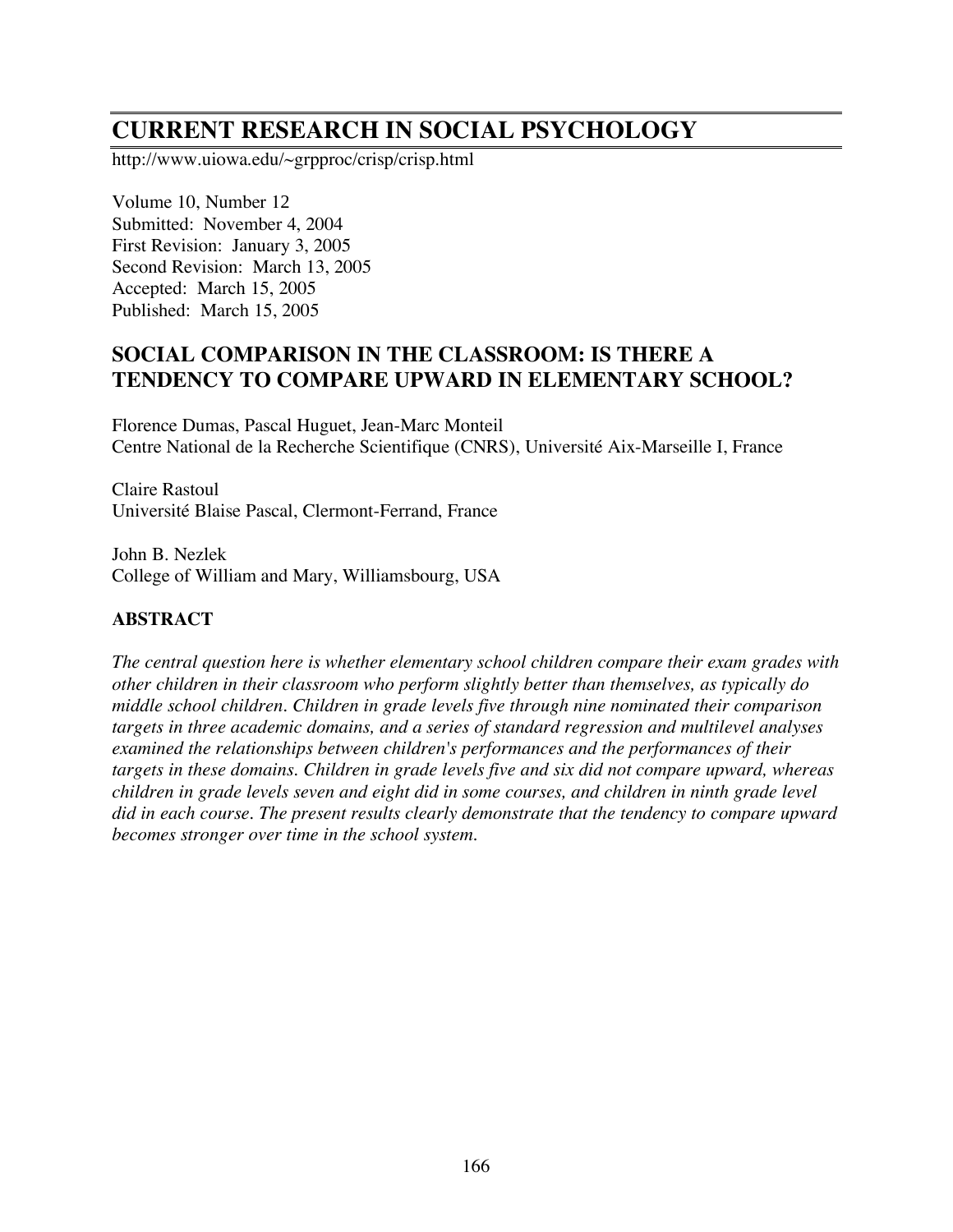# CURRENT RESEARCH IN SOCIAL PSYCHOLOGY

http://www.uiowa.edu/~grpproc/crisp/crisp.html

Volume 10, Number 12
Submitted: November 4, 2004
First Revision: January 3, 2005
Second Revision: March 13, 2005
Accepted: March 15, 2005
Published: March 15, 2005

## SOCIAL COMPARISON IN THE CLASSROOM: IS THERE A TENDENCY TO COMPARE UPWARD IN ELEMENTARY SCHOOL?

Florence Dumas, Pascal Huguet, Jean-Marc Monteil
Centre National de la Recherche Scientifique (CNRS), Université Aix-Marseille I, France

Claire Rastoul
Université Blaise Pascal, Clermont-Ferrand, France

John B. Nezlek
College of William and Mary, Williamsbourg, USA

### ABSTRACT

*The central question here is whether elementary school children compare their exam grades with other children in their classroom who perform slightly better than themselves, as typically do middle school children. Children in grade levels five through nine nominated their comparison targets in three academic domains, and a series of standard regression and multilevel analyses examined the relationships between children's performances and the performances of their targets in these domains. Children in grade levels five and six did not compare upward, whereas children in grade levels seven and eight did in some courses, and children in ninth grade level did in each course. The present results clearly demonstrate that the tendency to compare upward becomes stronger over time in the school system.*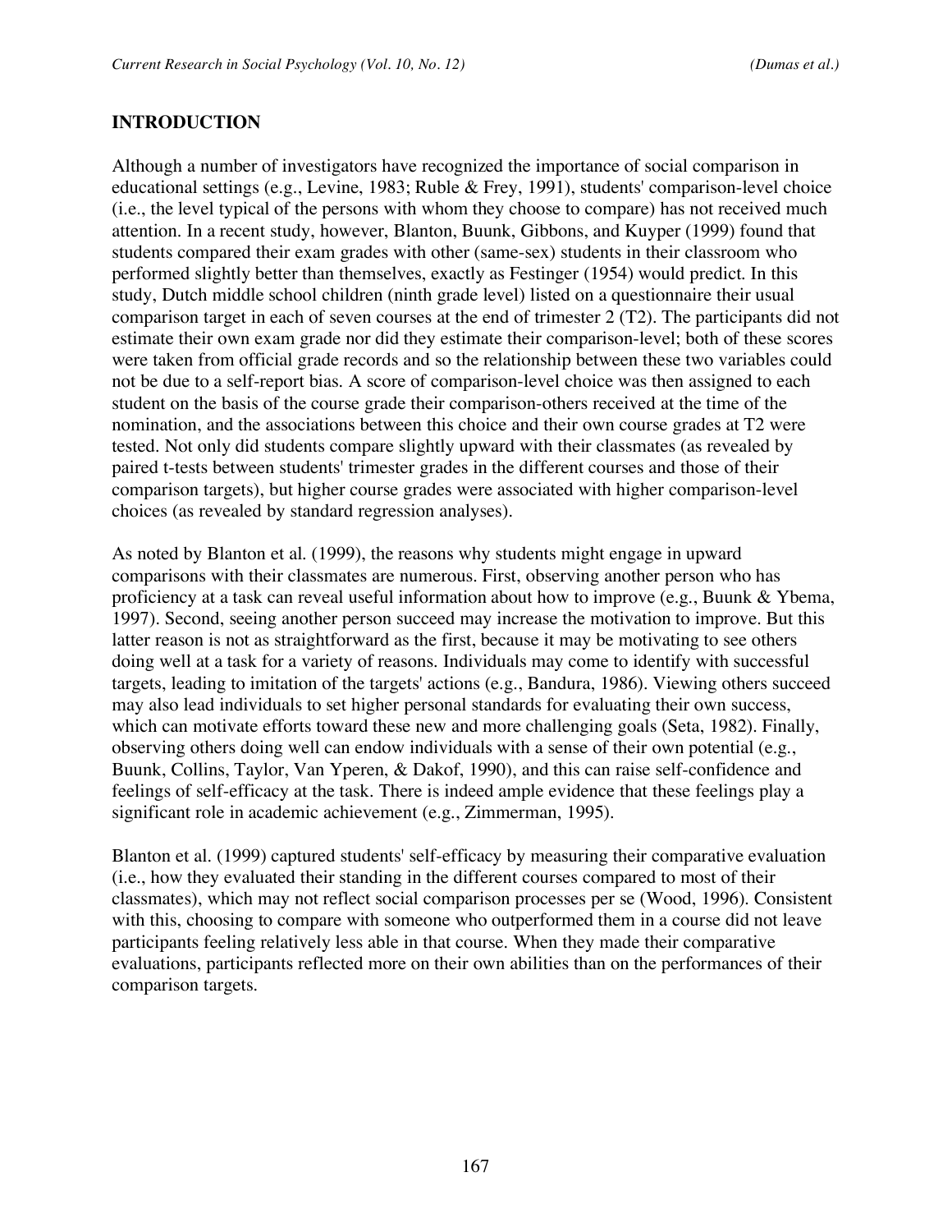## INTRODUCTION

Although a number of investigators have recognized the importance of social comparison in educational settings (e.g., Levine, 1983; Ruble & Frey, 1991), students' comparison-level choice (i.e., the level typical of the persons with whom they choose to compare) has not received much attention. In a recent study, however, Blanton, Buunk, Gibbons, and Kuyper (1999) found that students compared their exam grades with other (same-sex) students in their classroom who performed slightly better than themselves, exactly as Festinger (1954) would predict. In this study, Dutch middle school children (ninth grade level) listed on a questionnaire their usual comparison target in each of seven courses at the end of trimester 2 (T2). The participants did not estimate their own exam grade nor did they estimate their comparison-level; both of these scores were taken from official grade records and so the relationship between these two variables could not be due to a self-report bias. A score of comparison-level choice was then assigned to each student on the basis of the course grade their comparison-others received at the time of the nomination, and the associations between this choice and their own course grades at T2 were tested. Not only did students compare slightly upward with their classmates (as revealed by paired t-tests between students' trimester grades in the different courses and those of their comparison targets), but higher course grades were associated with higher comparison-level choices (as revealed by standard regression analyses).

As noted by Blanton et al. (1999), the reasons why students might engage in upward comparisons with their classmates are numerous. First, observing another person who has proficiency at a task can reveal useful information about how to improve (e.g., Buunk & Ybema, 1997). Second, seeing another person succeed may increase the motivation to improve. But this latter reason is not as straightforward as the first, because it may be motivating to see others doing well at a task for a variety of reasons. Individuals may come to identify with successful targets, leading to imitation of the targets' actions (e.g., Bandura, 1986). Viewing others succeed may also lead individuals to set higher personal standards for evaluating their own success, which can motivate efforts toward these new and more challenging goals (Seta, 1982). Finally, observing others doing well can endow individuals with a sense of their own potential (e.g., Buunk, Collins, Taylor, Van Yperen, & Dakof, 1990), and this can raise self-confidence and feelings of self-efficacy at the task. There is indeed ample evidence that these feelings play a significant role in academic achievement (e.g., Zimmerman, 1995).

Blanton et al. (1999) captured students' self-efficacy by measuring their comparative evaluation (i.e., how they evaluated their standing in the different courses compared to most of their classmates), which may not reflect social comparison processes per se (Wood, 1996). Consistent with this, choosing to compare with someone who outperformed them in a course did not leave participants feeling relatively less able in that course. When they made their comparative evaluations, participants reflected more on their own abilities than on the performances of their comparison targets.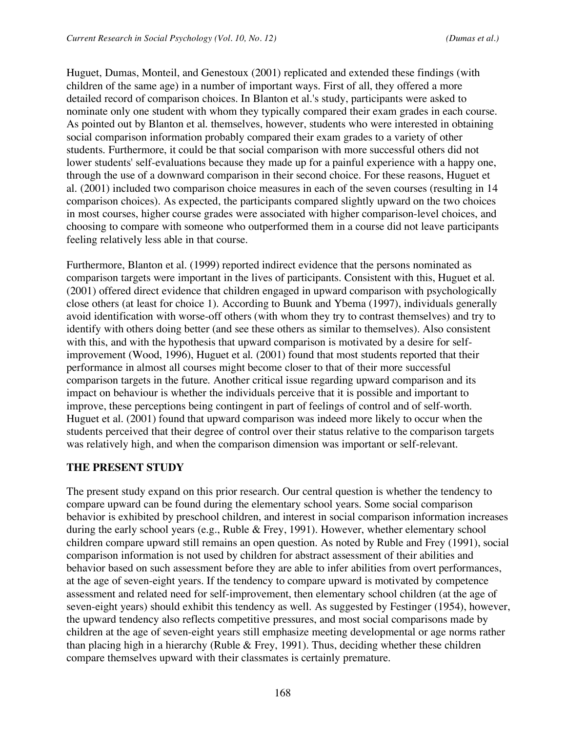Huguet, Dumas, Monteil, and Genestoux (2001) replicated and extended these findings (with children of the same age) in a number of important ways. First of all, they offered a more detailed record of comparison choices. In Blanton et al.'s study, participants were asked to nominate only one student with whom they typically compared their exam grades in each course. As pointed out by Blanton et al. themselves, however, students who were interested in obtaining social comparison information probably compared their exam grades to a variety of other students. Furthermore, it could be that social comparison with more successful others did not lower students' self-evaluations because they made up for a painful experience with a happy one, through the use of a downward comparison in their second choice. For these reasons, Huguet et al. (2001) included two comparison choice measures in each of the seven courses (resulting in 14 comparison choices). As expected, the participants compared slightly upward on the two choices in most courses, higher course grades were associated with higher comparison-level choices, and choosing to compare with someone who outperformed them in a course did not leave participants feeling relatively less able in that course.

Furthermore, Blanton et al. (1999) reported indirect evidence that the persons nominated as comparison targets were important in the lives of participants. Consistent with this, Huguet et al. (2001) offered direct evidence that children engaged in upward comparison with psychologically close others (at least for choice 1). According to Buunk and Ybema (1997), individuals generally avoid identification with worse-off others (with whom they try to contrast themselves) and try to identify with others doing better (and see these others as similar to themselves). Also consistent with this, and with the hypothesis that upward comparison is motivated by a desire for self-improvement (Wood, 1996), Huguet et al. (2001) found that most students reported that their performance in almost all courses might become closer to that of their more successful comparison targets in the future. Another critical issue regarding upward comparison and its impact on behaviour is whether the individuals perceive that it is possible and important to improve, these perceptions being contingent in part of feelings of control and of self-worth. Huguet et al. (2001) found that upward comparison was indeed more likely to occur when the students perceived that their degree of control over their status relative to the comparison targets was relatively high, and when the comparison dimension was important or self-relevant.

## THE PRESENT STUDY

The present study expand on this prior research. Our central question is whether the tendency to compare upward can be found during the elementary school years. Some social comparison behavior is exhibited by preschool children, and interest in social comparison information increases during the early school years (e.g., Ruble & Frey, 1991). However, whether elementary school children compare upward still remains an open question. As noted by Ruble and Frey (1991), social comparison information is not used by children for abstract assessment of their abilities and behavior based on such assessment before they are able to infer abilities from overt performances, at the age of seven-eight years. If the tendency to compare upward is motivated by competence assessment and related need for self-improvement, then elementary school children (at the age of seven-eight years) should exhibit this tendency as well. As suggested by Festinger (1954), however, the upward tendency also reflects competitive pressures, and most social comparisons made by children at the age of seven-eight years still emphasize meeting developmental or age norms rather than placing high in a hierarchy (Ruble & Frey, 1991). Thus, deciding whether these children compare themselves upward with their classmates is certainly premature.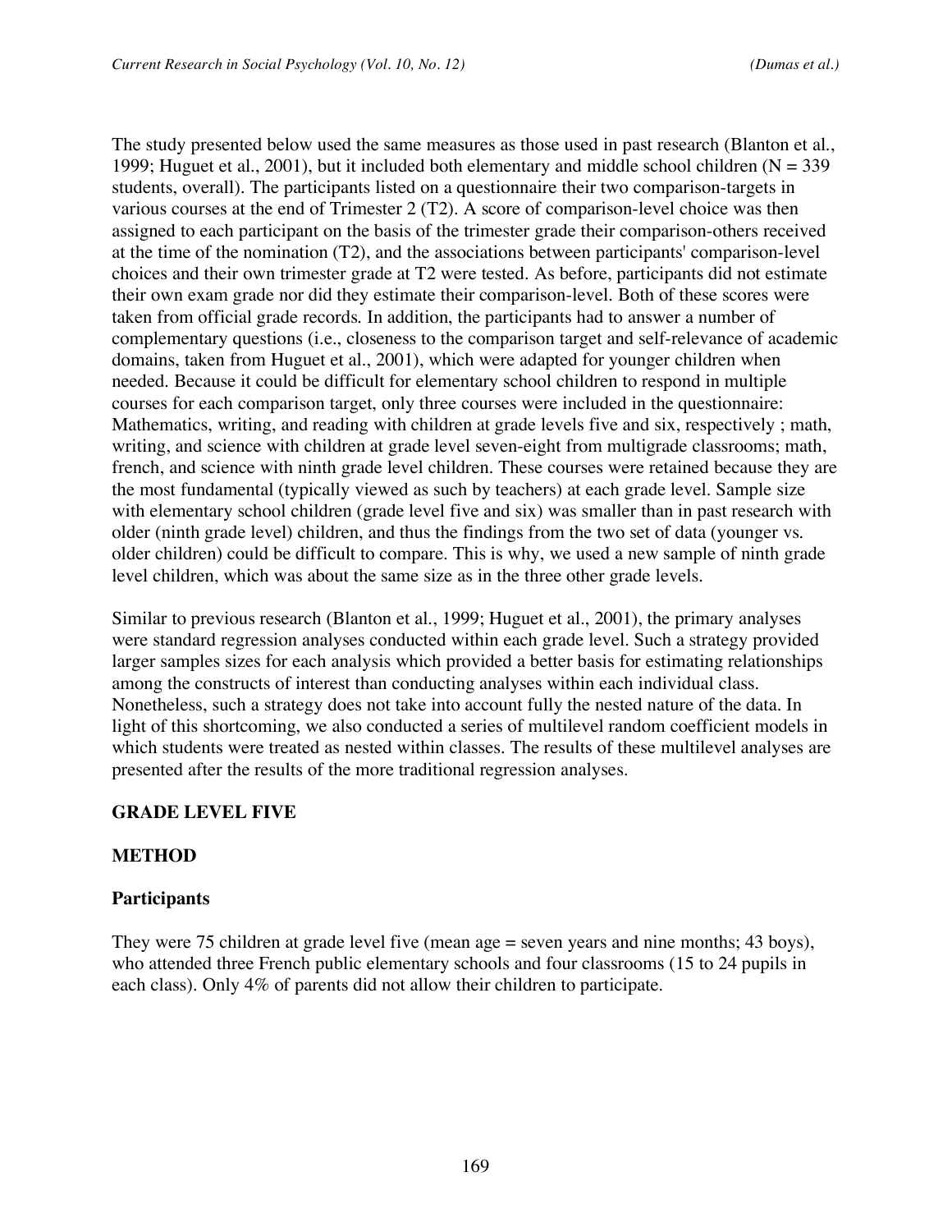The study presented below used the same measures as those used in past research (Blanton et al., 1999; Huguet et al., 2001), but it included both elementary and middle school children (N = 339 students, overall). The participants listed on a questionnaire their two comparison-targets in various courses at the end of Trimester 2 (T2). A score of comparison-level choice was then assigned to each participant on the basis of the trimester grade their comparison-others received at the time of the nomination (T2), and the associations between participants' comparison-level choices and their own trimester grade at T2 were tested. As before, participants did not estimate their own exam grade nor did they estimate their comparison-level. Both of these scores were taken from official grade records. In addition, the participants had to answer a number of complementary questions (i.e., closeness to the comparison target and self-relevance of academic domains, taken from Huguet et al., 2001), which were adapted for younger children when needed. Because it could be difficult for elementary school children to respond in multiple courses for each comparison target, only three courses were included in the questionnaire: Mathematics, writing, and reading with children at grade levels five and six, respectively ; math, writing, and science with children at grade level seven-eight from multigrade classrooms; math, french, and science with ninth grade level children. These courses were retained because they are the most fundamental (typically viewed as such by teachers) at each grade level. Sample size with elementary school children (grade level five and six) was smaller than in past research with older (ninth grade level) children, and thus the findings from the two set of data (younger vs. older children) could be difficult to compare. This is why, we used a new sample of ninth grade level children, which was about the same size as in the three other grade levels.

Similar to previous research (Blanton et al., 1999; Huguet et al., 2001), the primary analyses were standard regression analyses conducted within each grade level. Such a strategy provided larger samples sizes for each analysis which provided a better basis for estimating relationships among the constructs of interest than conducting analyses within each individual class. Nonetheless, such a strategy does not take into account fully the nested nature of the data. In light of this shortcoming, we also conducted a series of multilevel random coefficient models in which students were treated as nested within classes. The results of these multilevel analyses are presented after the results of the more traditional regression analyses.

## GRADE LEVEL FIVE

## METHOD

### Participants

They were 75 children at grade level five (mean age = seven years and nine months; 43 boys), who attended three French public elementary schools and four classrooms (15 to 24 pupils in each class). Only 4% of parents did not allow their children to participate.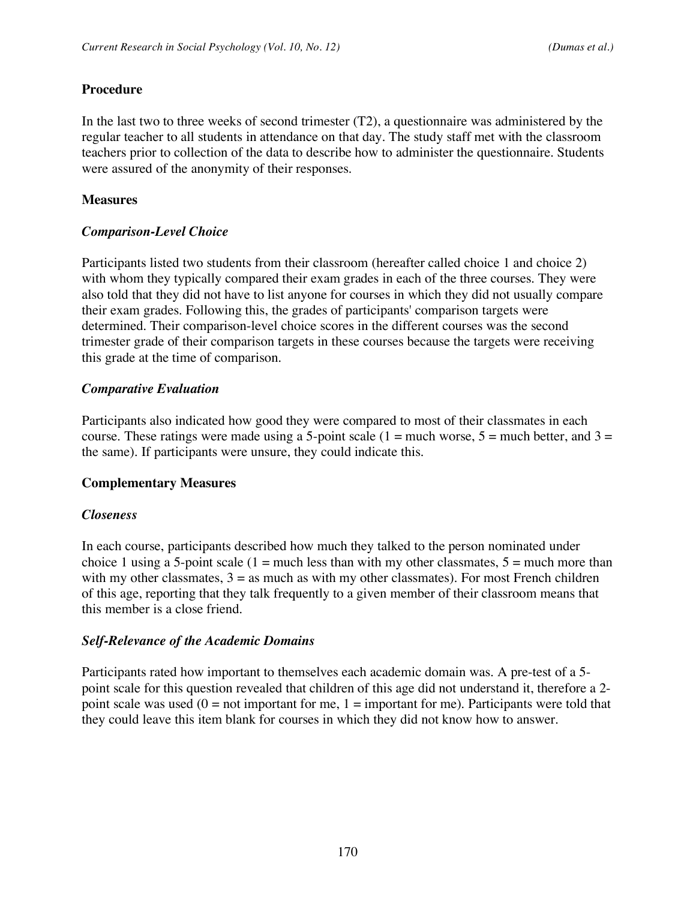## Procedure

In the last two to three weeks of second trimester (T2), a questionnaire was administered by the regular teacher to all students in attendance on that day. The study staff met with the classroom teachers prior to collection of the data to describe how to administer the questionnaire. Students were assured of the anonymity of their responses.

## Measures

### *Comparison-Level Choice*

Participants listed two students from their classroom (hereafter called choice 1 and choice 2) with whom they typically compared their exam grades in each of the three courses. They were also told that they did not have to list anyone for courses in which they did not usually compare their exam grades. Following this, the grades of participants' comparison targets were determined. Their comparison-level choice scores in the different courses was the second trimester grade of their comparison targets in these courses because the targets were receiving this grade at the time of comparison.

### *Comparative Evaluation*

Participants also indicated how good they were compared to most of their classmates in each course. These ratings were made using a 5-point scale (1 = much worse, 5 = much better, and 3 = the same). If participants were unsure, they could indicate this.

## Complementary Measures

### *Closeness*

In each course, participants described how much they talked to the person nominated under choice 1 using a 5-point scale (1 = much less than with my other classmates, 5 = much more than with my other classmates, 3 = as much as with my other classmates). For most French children of this age, reporting that they talk frequently to a given member of their classroom means that this member is a close friend.

### *Self-Relevance of the Academic Domains*

Participants rated how important to themselves each academic domain was. A pre-test of a 5-point scale for this question revealed that children of this age did not understand it, therefore a 2-point scale was used (0 = not important for me, 1 = important for me). Participants were told that they could leave this item blank for courses in which they did not know how to answer.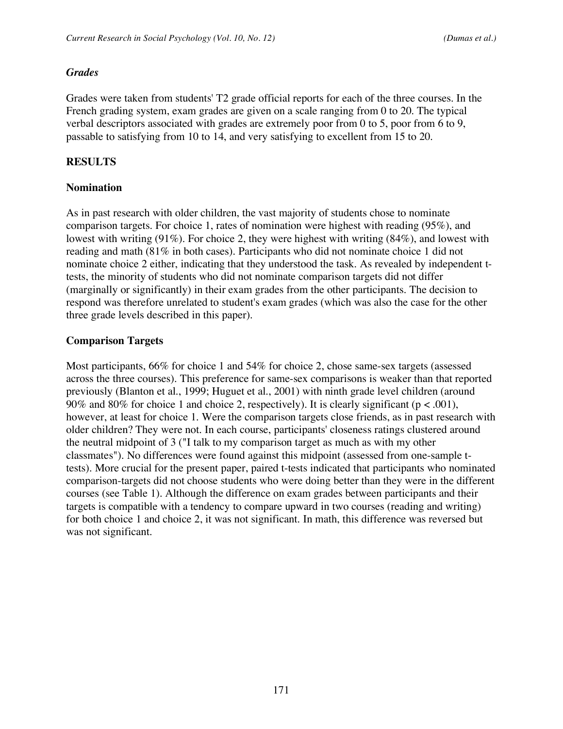### *Grades*

Grades were taken from students' T2 grade official reports for each of the three courses. In the French grading system, exam grades are given on a scale ranging from 0 to 20. The typical verbal descriptors associated with grades are extremely poor from 0 to 5, poor from 6 to 9, passable to satisfying from 10 to 14, and very satisfying to excellent from 15 to 20.

## RESULTS

### Nomination

As in past research with older children, the vast majority of students chose to nominate comparison targets. For choice 1, rates of nomination were highest with reading (95%), and lowest with writing (91%). For choice 2, they were highest with writing (84%), and lowest with reading and math (81% in both cases). Participants who did not nominate choice 1 did not nominate choice 2 either, indicating that they understood the task. As revealed by independent t-tests, the minority of students who did not nominate comparison targets did not differ (marginally or significantly) in their exam grades from the other participants. The decision to respond was therefore unrelated to student's exam grades (which was also the case for the other three grade levels described in this paper).

### Comparison Targets

Most participants, 66% for choice 1 and 54% for choice 2, chose same-sex targets (assessed across the three courses). This preference for same-sex comparisons is weaker than that reported previously (Blanton et al., 1999; Huguet et al., 2001) with ninth grade level children (around 90% and 80% for choice 1 and choice 2, respectively). It is clearly significant ($p < .001$), however, at least for choice 1. Were the comparison targets close friends, as in past research with older children? They were not. In each course, participants' closeness ratings clustered around the neutral midpoint of 3 ("I talk to my comparison target as much as with my other classmates"). No differences were found against this midpoint (assessed from one-sample t-tests). More crucial for the present paper, paired t-tests indicated that participants who nominated comparison-targets did not choose students who were doing better than they were in the different courses (see Table 1). Although the difference on exam grades between participants and their targets is compatible with a tendency to compare upward in two courses (reading and writing) for both choice 1 and choice 2, it was not significant. In math, this difference was reversed but was not significant.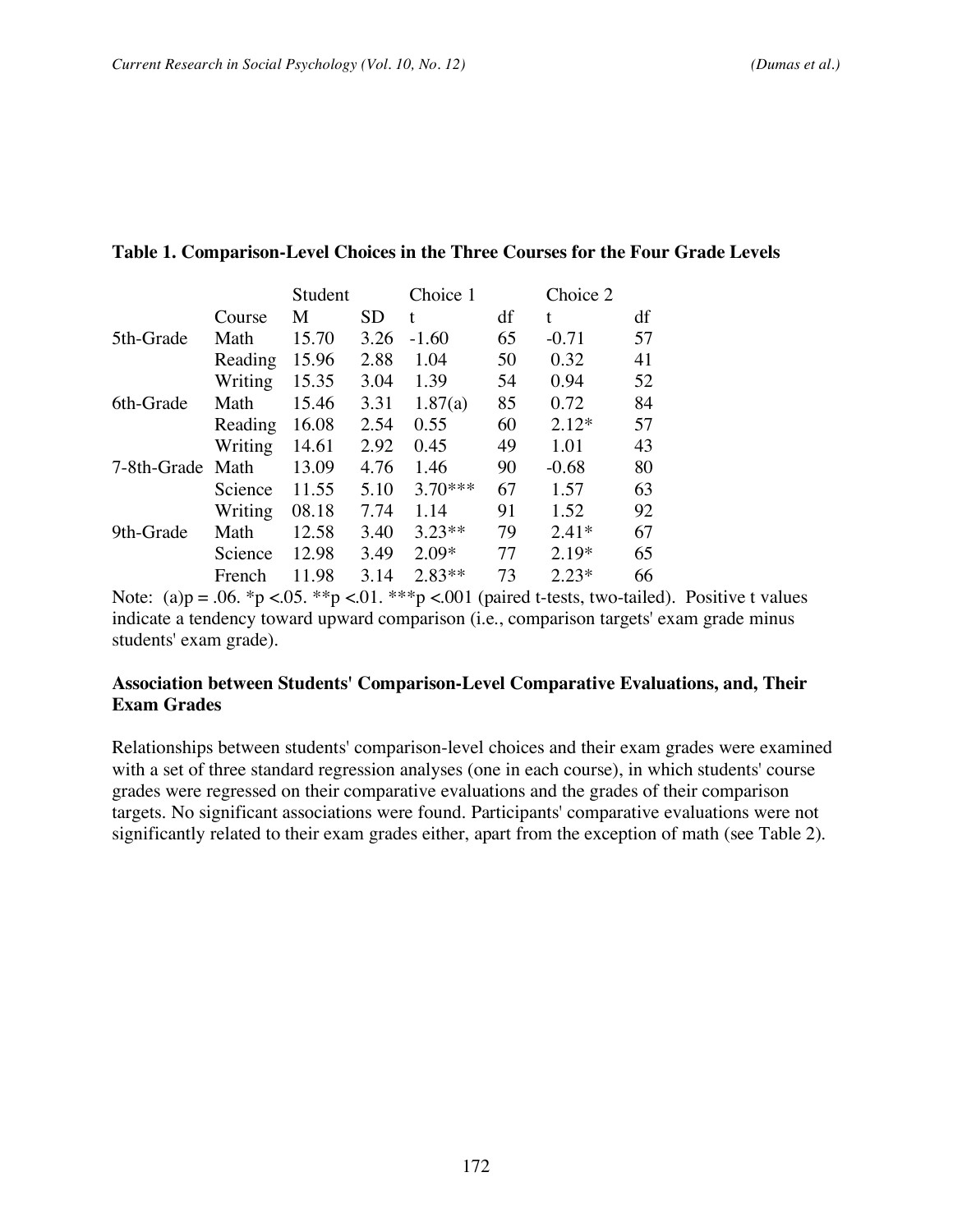**Table 1. Comparison-Level Choices in the Three Courses for the Four Grade Levels**

| | | Student | | Choice 1 | | Choice 2 | |
|---|---|---|---|---|---|---|---|
| | Course | M | SD | t | df | t | df |
| 5th-Grade | Math | 15.70 | 3.26 | -1.60 | 65 | -0.71 | 57 |
| | Reading | 15.96 | 2.88 | 1.04 | 50 | 0.32 | 41 |
| | Writing | 15.35 | 3.04 | 1.39 | 54 | 0.94 | 52 |
| 6th-Grade | Math | 15.46 | 3.31 | 1.87(a) | 85 | 0.72 | 84 |
| | Reading | 16.08 | 2.54 | 0.55 | 60 | 2.12* | 57 |
| | Writing | 14.61 | 2.92 | 0.45 | 49 | 1.01 | 43 |
| 7-8th-Grade | Math | 13.09 | 4.76 | 1.46 | 90 | -0.68 | 80 |
| | Science | 11.55 | 5.10 | 3.70*** | 67 | 1.57 | 63 |
| | Writing | 08.18 | 7.74 | 1.14 | 91 | 1.52 | 92 |
| 9th-Grade | Math | 12.58 | 3.40 | 3.23** | 79 | 2.41* | 67 |
| | Science | 12.98 | 3.49 | 2.09* | 77 | 2.19* | 65 |
| | French | 11.98 | 3.14 | 2.83** | 73 | 2.23* | 66 |

Note: (a)$p = .06$. *$p < .05$. **$p < .01$. ***$p < .001$ (paired t-tests, two-tailed). Positive t values indicate a tendency toward upward comparison (i.e., comparison targets' exam grade minus students' exam grade).

**Association between Students' Comparison-Level Comparative Evaluations, and, Their Exam Grades**

Relationships between students' comparison-level choices and their exam grades were examined with a set of three standard regression analyses (one in each course), in which students' course grades were regressed on their comparative evaluations and the grades of their comparison targets. No significant associations were found. Participants' comparative evaluations were not significantly related to their exam grades either, apart from the exception of math (see Table 2).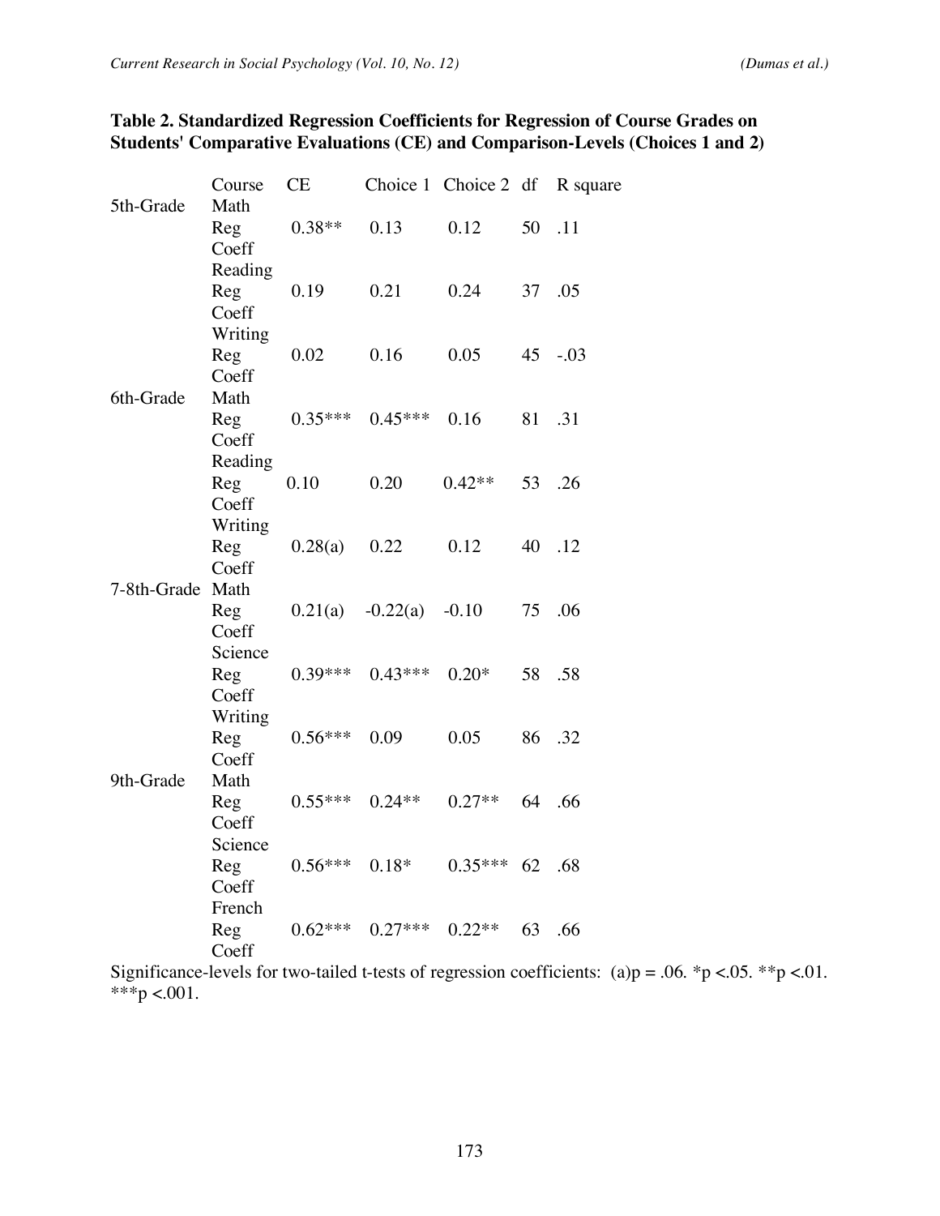**Table 2. Standardized Regression Coefficients for Regression of Course Grades on Students' Comparative Evaluations (CE) and Comparison-Levels (Choices 1 and 2)**

| | Course | CE | Choice 1 | Choice 2 | df | R square |
|---|---|---|---|---|---|---|
| 5th-Grade | Math | | | | | |
| | Reg Coeff | 0.38** | 0.13 | 0.12 | 50 | .11 |
| | Reading | | | | | |
| | Reg Coeff | 0.19 | 0.21 | 0.24 | 37 | .05 |
| | Writing | | | | | |
| | Reg Coeff | 0.02 | 0.16 | 0.05 | 45 | -.03 |
| 6th-Grade | Math | | | | | |
| | Reg Coeff | 0.35*** | 0.45*** | 0.16 | 81 | .31 |
| | Reading | | | | | |
| | Reg Coeff | 0.10 | 0.20 | 0.42** | 53 | .26 |
| | Writing | | | | | |
| | Reg Coeff | 0.28(a) | 0.22 | 0.12 | 40 | .12 |
| 7-8th-Grade | Math | | | | | |
| | Reg Coeff | 0.21(a) | -0.22(a) | -0.10 | 75 | .06 |
| | Science | | | | | |
| | Reg Coeff | 0.39*** | 0.43*** | 0.20* | 58 | .58 |
| | Writing | | | | | |
| | Reg Coeff | 0.56*** | 0.09 | 0.05 | 86 | .32 |
| 9th-Grade | Math | | | | | |
| | Reg Coeff | 0.55*** | 0.24** | 0.27** | 64 | .66 |
| | Science | | | | | |
| | Reg Coeff | 0.56*** | 0.18* | 0.35*** | 62 | .68 |
| | French | | | | | |
| | Reg Coeff | 0.62*** | 0.27*** | 0.22** | 63 | .66 |

Significance-levels for two-tailed t-tests of regression coefficients: (a)p = .06. *p <.05. **p <.01. ***p <.001.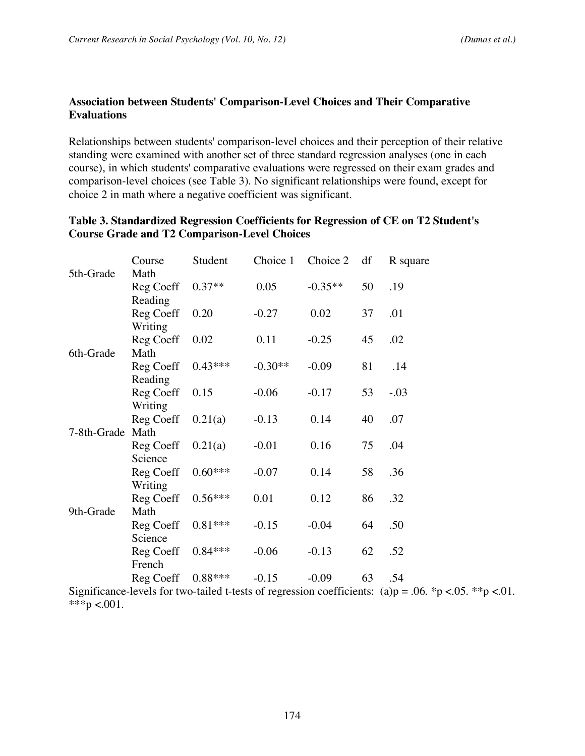### Association between Students' Comparison-Level Choices and Their Comparative Evaluations

Relationships between students' comparison-level choices and their perception of their relative standing were examined with another set of three standard regression analyses (one in each course), in which students' comparative evaluations were regressed on their exam grades and comparison-level choices (see Table 3). No significant relationships were found, except for choice 2 in math where a negative coefficient was significant.

**Table 3. Standardized Regression Coefficients for Regression of CE on T2 Student's Course Grade and T2 Comparison-Level Choices**

| | Course | Student | Choice 1 | Choice 2 | df | R square |
|---|---|---|---|---|---|---|
| 5th-Grade | Math | | | | | |
| | Reg Coeff | 0.37** | 0.05 | -0.35** | 50 | .19 |
| | Reading | | | | | |
| | Reg Coeff | 0.20 | -0.27 | 0.02 | 37 | .01 |
| | Writing | | | | | |
| | Reg Coeff | 0.02 | 0.11 | -0.25 | 45 | .02 |
| 6th-Grade | Math | | | | | |
| | Reg Coeff | 0.43*** | -0.30** | -0.09 | 81 | .14 |
| | Reading | | | | | |
| | Reg Coeff | 0.15 | -0.06 | -0.17 | 53 | -.03 |
| | Writing | | | | | |
| | Reg Coeff | 0.21(a) | -0.13 | 0.14 | 40 | .07 |
| 7-8th-Grade | Math | | | | | |
| | Reg Coeff | 0.21(a) | -0.01 | 0.16 | 75 | .04 |
| | Science | | | | | |
| | Reg Coeff | 0.60*** | -0.07 | 0.14 | 58 | .36 |
| | Writing | | | | | |
| | Reg Coeff | 0.56*** | 0.01 | 0.12 | 86 | .32 |
| 9th-Grade | Math | | | | | |
| | Reg Coeff | 0.81*** | -0.15 | -0.04 | 64 | .50 |
| | Science | | | | | |
| | Reg Coeff | 0.84*** | -0.06 | -0.13 | 62 | .52 |
| | French | | | | | |
| | Reg Coeff | 0.88*** | -0.15 | -0.09 | 63 | .54 |

Significance-levels for two-tailed t-tests of regression coefficients: (a)$p = .06$. *$p < .05$. **$p < .01$. ***$p < .001$.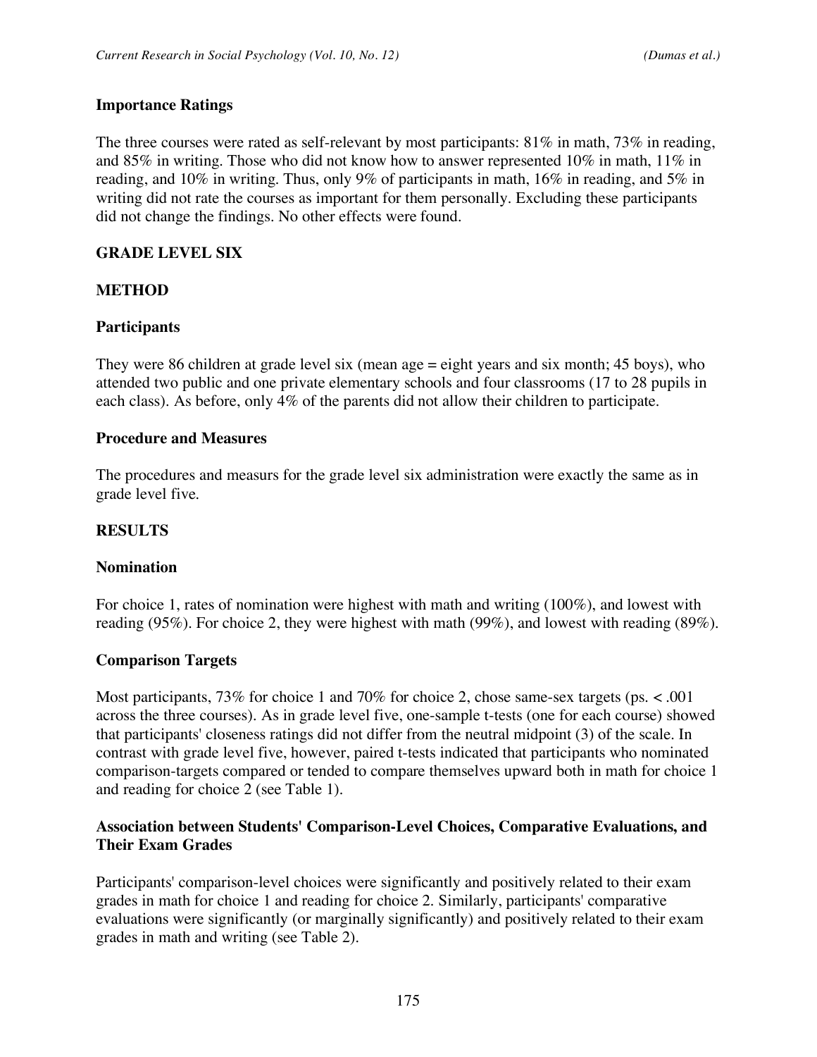### Importance Ratings

The three courses were rated as self-relevant by most participants: 81% in math, 73% in reading, and 85% in writing. Those who did not know how to answer represented 10% in math, 11% in reading, and 10% in writing. Thus, only 9% of participants in math, 16% in reading, and 5% in writing did not rate the courses as important for them personally. Excluding these participants did not change the findings. No other effects were found.

## GRADE LEVEL SIX

## METHOD

### Participants

They were 86 children at grade level six (mean age = eight years and six month; 45 boys), who attended two public and one private elementary schools and four classrooms (17 to 28 pupils in each class). As before, only 4% of the parents did not allow their children to participate.

### Procedure and Measures

The procedures and measurs for the grade level six administration were exactly the same as in grade level five.

## RESULTS

### Nomination

For choice 1, rates of nomination were highest with math and writing (100%), and lowest with reading (95%). For choice 2, they were highest with math (99%), and lowest with reading (89%).

### Comparison Targets

Most participants, 73% for choice 1 and 70% for choice 2, chose same-sex targets (ps. $< .001$ across the three courses). As in grade level five, one-sample t-tests (one for each course) showed that participants' closeness ratings did not differ from the neutral midpoint (3) of the scale. In contrast with grade level five, however, paired t-tests indicated that participants who nominated comparison-targets compared or tended to compare themselves upward both in math for choice 1 and reading for choice 2 (see Table 1).

### Association between Students' Comparison-Level Choices, Comparative Evaluations, and Their Exam Grades

Participants' comparison-level choices were significantly and positively related to their exam grades in math for choice 1 and reading for choice 2. Similarly, participants' comparative evaluations were significantly (or marginally significantly) and positively related to their exam grades in math and writing (see Table 2).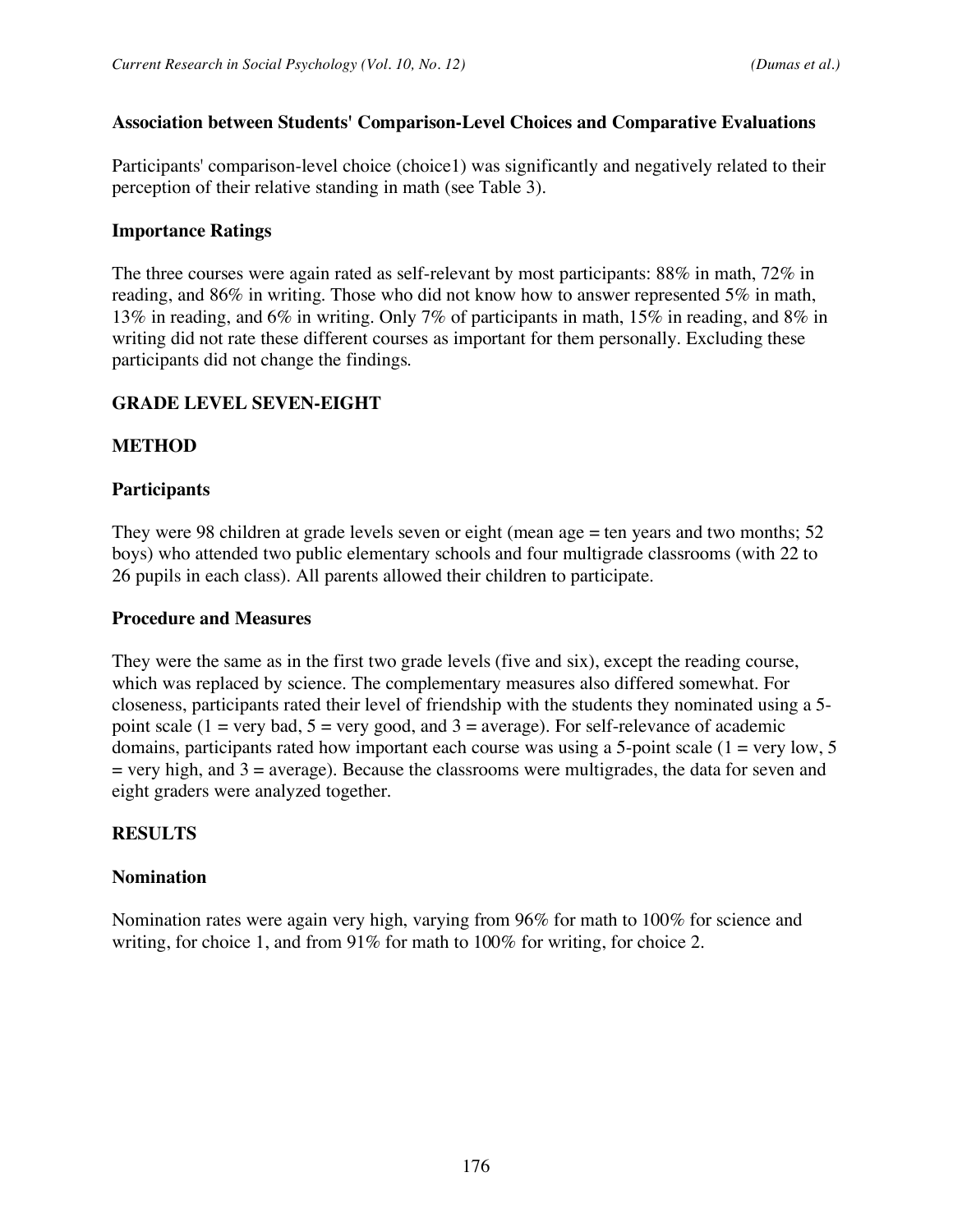### Association between Students' Comparison-Level Choices and Comparative Evaluations

Participants' comparison-level choice (choice1) was significantly and negatively related to their perception of their relative standing in math (see Table 3).

### Importance Ratings

The three courses were again rated as self-relevant by most participants: 88% in math, 72% in reading, and 86% in writing. Those who did not know how to answer represented 5% in math, 13% in reading, and 6% in writing. Only 7% of participants in math, 15% in reading, and 8% in writing did not rate these different courses as important for them personally. Excluding these participants did not change the findings.

## GRADE LEVEL SEVEN-EIGHT

## METHOD

### Participants

They were 98 children at grade levels seven or eight (mean age = ten years and two months; 52 boys) who attended two public elementary schools and four multigrade classrooms (with 22 to 26 pupils in each class). All parents allowed their children to participate.

### Procedure and Measures

They were the same as in the first two grade levels (five and six), except the reading course, which was replaced by science. The complementary measures also differed somewhat. For closeness, participants rated their level of friendship with the students they nominated using a 5-point scale (1 = very bad, 5 = very good, and 3 = average). For self-relevance of academic domains, participants rated how important each course was using a 5-point scale (1 = very low, 5 = very high, and 3 = average). Because the classrooms were multigrades, the data for seven and eight graders were analyzed together.

## RESULTS

### Nomination

Nomination rates were again very high, varying from 96% for math to 100% for science and writing, for choice 1, and from 91% for math to 100% for writing, for choice 2.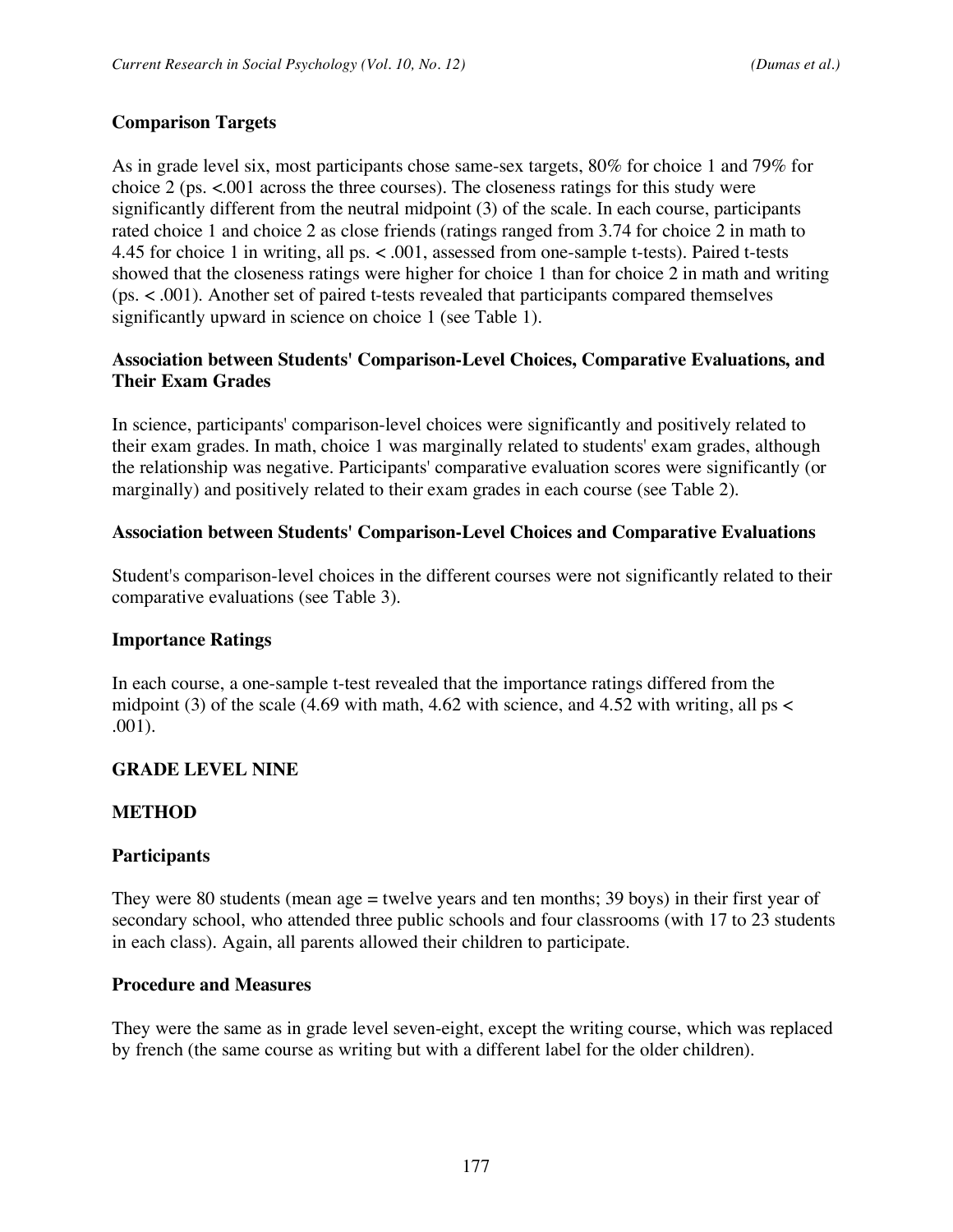**Comparison Targets**

As in grade level six, most participants chose same-sex targets, 80% for choice 1 and 79% for choice 2 (ps. <.001 across the three courses). The closeness ratings for this study were significantly different from the neutral midpoint (3) of the scale. In each course, participants rated choice 1 and choice 2 as close friends (ratings ranged from 3.74 for choice 2 in math to 4.45 for choice 1 in writing, all ps. < .001, assessed from one-sample t-tests). Paired t-tests showed that the closeness ratings were higher for choice 1 than for choice 2 in math and writing (ps. < .001). Another set of paired t-tests revealed that participants compared themselves significantly upward in science on choice 1 (see Table 1).

**Association between Students' Comparison-Level Choices, Comparative Evaluations, and Their Exam Grades**

In science, participants' comparison-level choices were significantly and positively related to their exam grades. In math, choice 1 was marginally related to students' exam grades, although the relationship was negative. Participants' comparative evaluation scores were significantly (or marginally) and positively related to their exam grades in each course (see Table 2).

**Association between Students' Comparison-Level Choices and Comparative Evaluations**

Student's comparison-level choices in the different courses were not significantly related to their comparative evaluations (see Table 3).

**Importance Ratings**

In each course, a one-sample t-test revealed that the importance ratings differed from the midpoint (3) of the scale (4.69 with math, 4.62 with science, and 4.52 with writing, all ps < .001).

**GRADE LEVEL NINE**

**METHOD**

**Participants**

They were 80 students (mean age = twelve years and ten months; 39 boys) in their first year of secondary school, who attended three public schools and four classrooms (with 17 to 23 students in each class). Again, all parents allowed their children to participate.

**Procedure and Measures**

They were the same as in grade level seven-eight, except the writing course, which was replaced by french (the same course as writing but with a different label for the older children).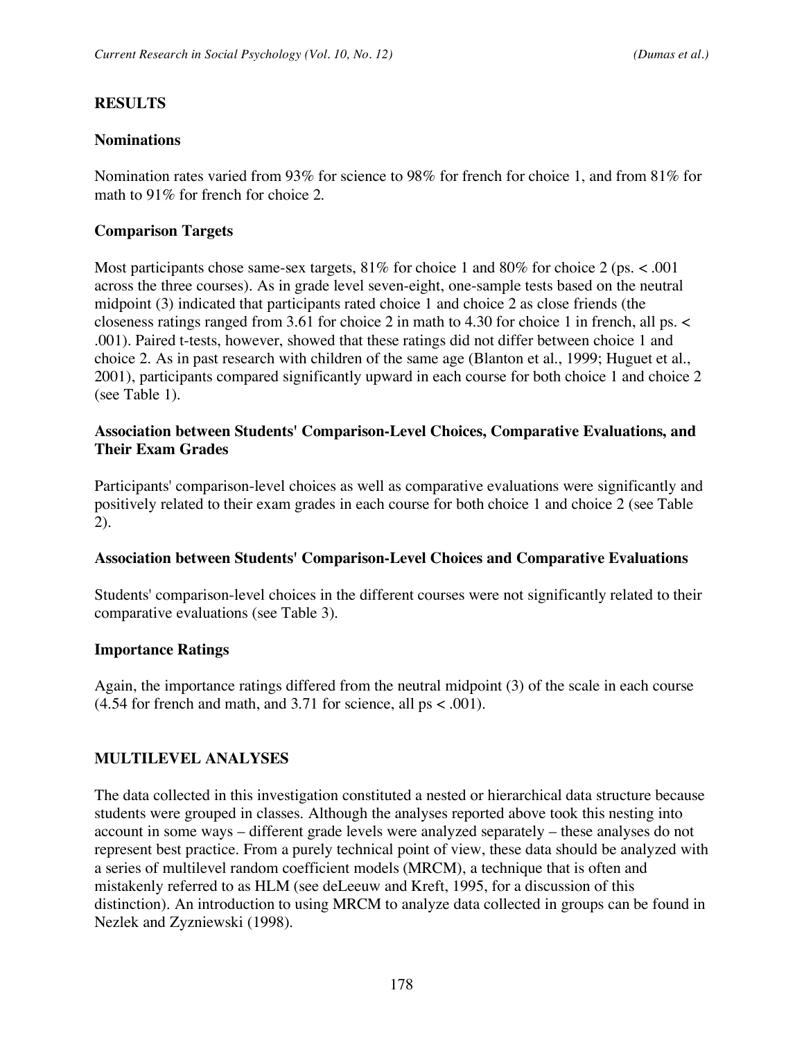## RESULTS

### Nominations

Nomination rates varied from 93% for science to 98% for french for choice 1, and from 81% for math to 91% for french for choice 2.

### Comparison Targets

Most participants chose same-sex targets, 81% for choice 1 and 80% for choice 2 (ps. $< .001$ across the three courses). As in grade level seven-eight, one-sample tests based on the neutral midpoint (3) indicated that participants rated choice 1 and choice 2 as close friends (the closeness ratings ranged from 3.61 for choice 2 in math to 4.30 for choice 1 in french, all ps. $<$ .001). Paired t-tests, however, showed that these ratings did not differ between choice 1 and choice 2. As in past research with children of the same age (Blanton et al., 1999; Huguet et al., 2001), participants compared significantly upward in each course for both choice 1 and choice 2 (see Table 1).

### Association between Students' Comparison-Level Choices, Comparative Evaluations, and Their Exam Grades

Participants' comparison-level choices as well as comparative evaluations were significantly and positively related to their exam grades in each course for both choice 1 and choice 2 (see Table 2).

### Association between Students' Comparison-Level Choices and Comparative Evaluations

Students' comparison-level choices in the different courses were not significantly related to their comparative evaluations (see Table 3).

### Importance Ratings

Again, the importance ratings differed from the neutral midpoint (3) of the scale in each course (4.54 for french and math, and 3.71 for science, all ps $< .001$).

## MULTILEVEL ANALYSES

The data collected in this investigation constituted a nested or hierarchical data structure because students were grouped in classes. Although the analyses reported above took this nesting into account in some ways – different grade levels were analyzed separately – these analyses do not represent best practice. From a purely technical point of view, these data should be analyzed with a series of multilevel random coefficient models (MRCM), a technique that is often and mistakenly referred to as HLM (see deLeeuw and Kreft, 1995, for a discussion of this distinction). An introduction to using MRCM to analyze data collected in groups can be found in Nezlek and Zyzniewski (1998).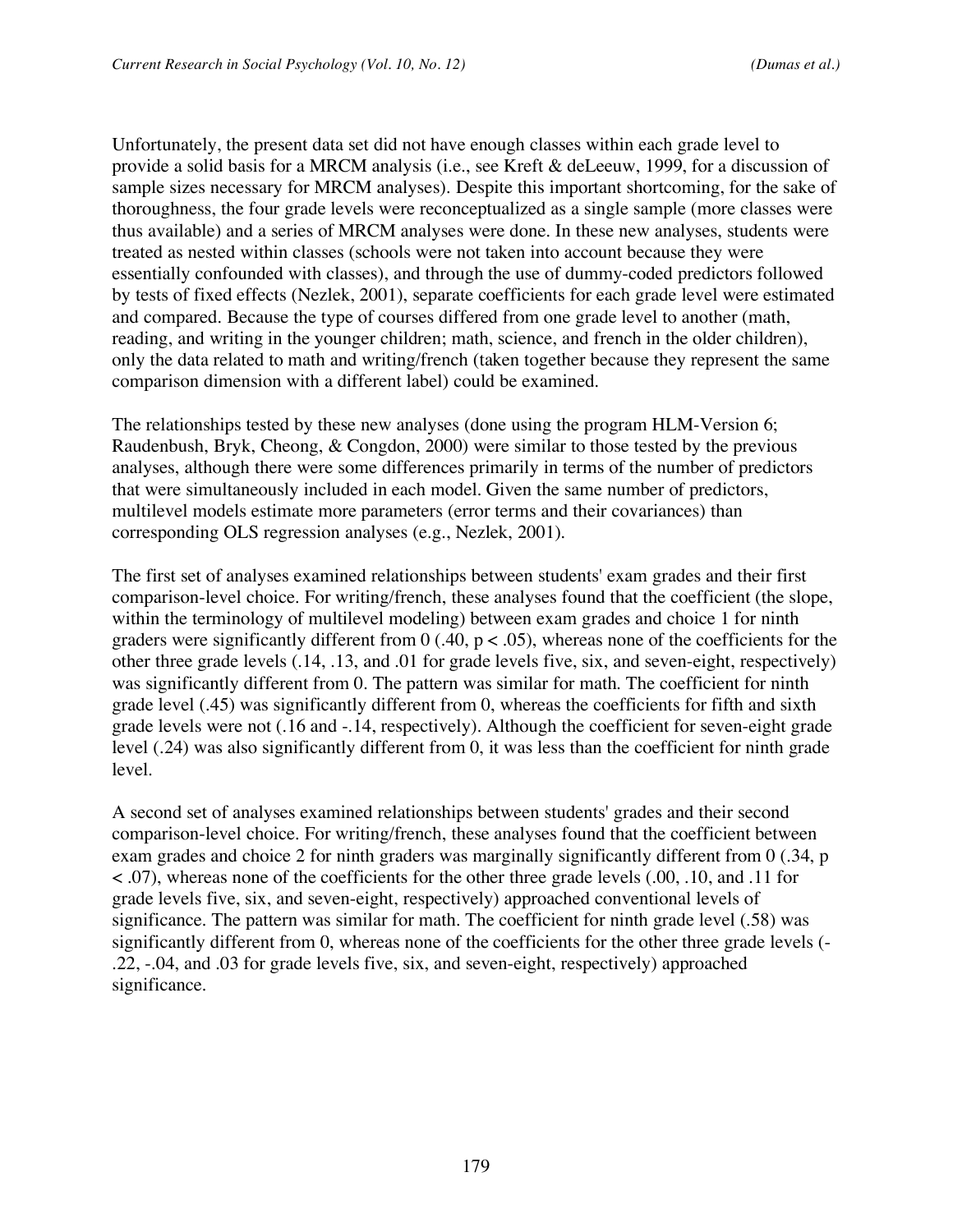Unfortunately, the present data set did not have enough classes within each grade level to provide a solid basis for a MRCM analysis (i.e., see Kreft & deLeeuw, 1999, for a discussion of sample sizes necessary for MRCM analyses). Despite this important shortcoming, for the sake of thoroughness, the four grade levels were reconceptualized as a single sample (more classes were thus available) and a series of MRCM analyses were done. In these new analyses, students were treated as nested within classes (schools were not taken into account because they were essentially confounded with classes), and through the use of dummy-coded predictors followed by tests of fixed effects (Nezlek, 2001), separate coefficients for each grade level were estimated and compared. Because the type of courses differed from one grade level to another (math, reading, and writing in the younger children; math, science, and french in the older children), only the data related to math and writing/french (taken together because they represent the same comparison dimension with a different label) could be examined.

The relationships tested by these new analyses (done using the program HLM-Version 6; Raudenbush, Bryk, Cheong, & Congdon, 2000) were similar to those tested by the previous analyses, although there were some differences primarily in terms of the number of predictors that were simultaneously included in each model. Given the same number of predictors, multilevel models estimate more parameters (error terms and their covariances) than corresponding OLS regression analyses (e.g., Nezlek, 2001).

The first set of analyses examined relationships between students' exam grades and their first comparison-level choice. For writing/french, these analyses found that the coefficient (the slope, within the terminology of multilevel modeling) between exam grades and choice 1 for ninth graders were significantly different from 0 (.40, $p < .05$), whereas none of the coefficients for the other three grade levels (.14, .13, and .01 for grade levels five, six, and seven-eight, respectively) was significantly different from 0. The pattern was similar for math. The coefficient for ninth grade level (.45) was significantly different from 0, whereas the coefficients for fifth and sixth grade levels were not (.16 and -.14, respectively). Although the coefficient for seven-eight grade level (.24) was also significantly different from 0, it was less than the coefficient for ninth grade level.

A second set of analyses examined relationships between students' grades and their second comparison-level choice. For writing/french, these analyses found that the coefficient between exam grades and choice 2 for ninth graders was marginally significantly different from 0 (.34, $p < .07$), whereas none of the coefficients for the other three grade levels (.00, .10, and .11 for grade levels five, six, and seven-eight, respectively) approached conventional levels of significance. The pattern was similar for math. The coefficient for ninth grade level (.58) was significantly different from 0, whereas none of the coefficients for the other three grade levels (-.22, -.04, and .03 for grade levels five, six, and seven-eight, respectively) approached significance.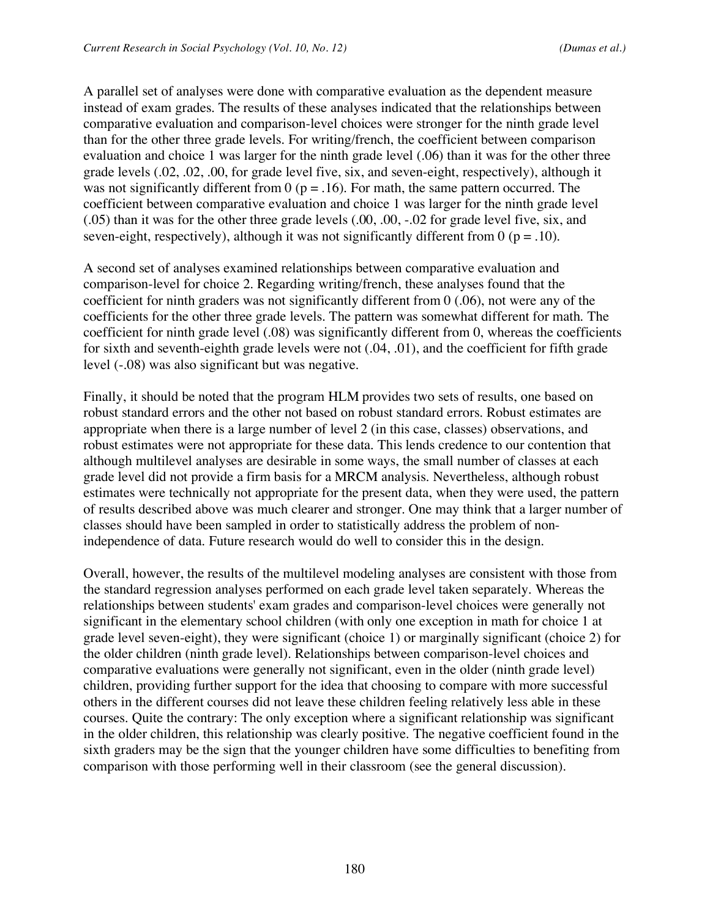A parallel set of analyses were done with comparative evaluation as the dependent measure instead of exam grades. The results of these analyses indicated that the relationships between comparative evaluation and comparison-level choices were stronger for the ninth grade level than for the other three grade levels. For writing/french, the coefficient between comparison evaluation and choice 1 was larger for the ninth grade level (.06) than it was for the other three grade levels (.02, .02, .00, for grade level five, six, and seven-eight, respectively), although it was not significantly different from 0 ($p = .16$). For math, the same pattern occurred. The coefficient between comparative evaluation and choice 1 was larger for the ninth grade level (.05) than it was for the other three grade levels (.00, .00, -.02 for grade level five, six, and seven-eight, respectively), although it was not significantly different from 0 ($p = .10$).

A second set of analyses examined relationships between comparative evaluation and comparison-level for choice 2. Regarding writing/french, these analyses found that the coefficient for ninth graders was not significantly different from 0 (.06), not were any of the coefficients for the other three grade levels. The pattern was somewhat different for math. The coefficient for ninth grade level (.08) was significantly different from 0, whereas the coefficients for sixth and seventh-eighth grade levels were not (.04, .01), and the coefficient for fifth grade level (-.08) was also significant but was negative.

Finally, it should be noted that the program HLM provides two sets of results, one based on robust standard errors and the other not based on robust standard errors. Robust estimates are appropriate when there is a large number of level 2 (in this case, classes) observations, and robust estimates were not appropriate for these data. This lends credence to our contention that although multilevel analyses are desirable in some ways, the small number of classes at each grade level did not provide a firm basis for a MRCM analysis. Nevertheless, although robust estimates were technically not appropriate for the present data, when they were used, the pattern of results described above was much clearer and stronger. One may think that a larger number of classes should have been sampled in order to statistically address the problem of non-independence of data. Future research would do well to consider this in the design.

Overall, however, the results of the multilevel modeling analyses are consistent with those from the standard regression analyses performed on each grade level taken separately. Whereas the relationships between students' exam grades and comparison-level choices were generally not significant in the elementary school children (with only one exception in math for choice 1 at grade level seven-eight), they were significant (choice 1) or marginally significant (choice 2) for the older children (ninth grade level). Relationships between comparison-level choices and comparative evaluations were generally not significant, even in the older (ninth grade level) children, providing further support for the idea that choosing to compare with more successful others in the different courses did not leave these children feeling relatively less able in these courses. Quite the contrary: The only exception where a significant relationship was significant in the older children, this relationship was clearly positive. The negative coefficient found in the sixth graders may be the sign that the younger children have some difficulties to benefiting from comparison with those performing well in their classroom (see the general discussion).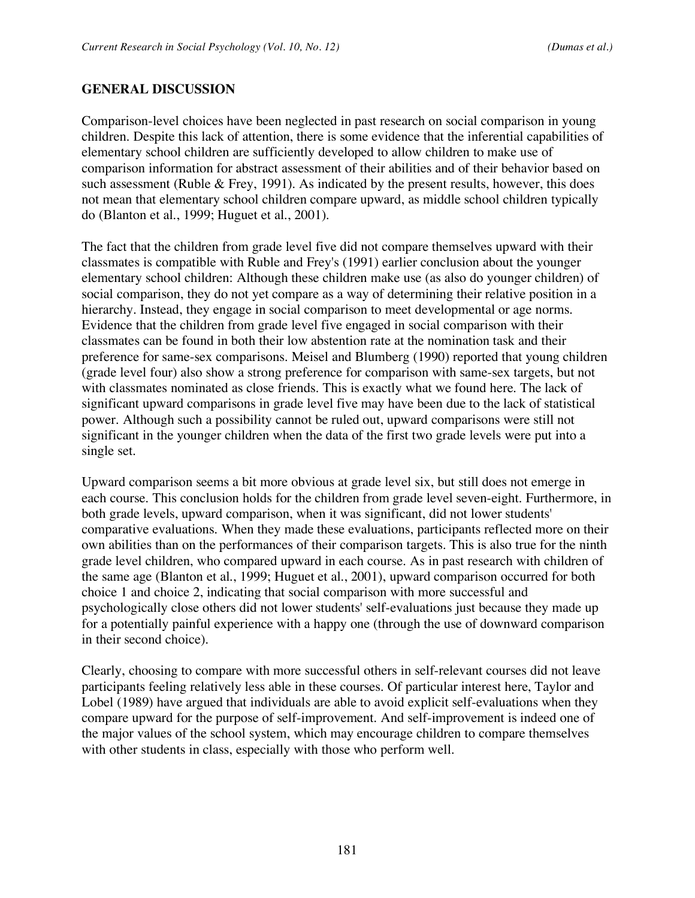## GENERAL DISCUSSION

Comparison-level choices have been neglected in past research on social comparison in young children. Despite this lack of attention, there is some evidence that the inferential capabilities of elementary school children are sufficiently developed to allow children to make use of comparison information for abstract assessment of their abilities and of their behavior based on such assessment (Ruble & Frey, 1991). As indicated by the present results, however, this does not mean that elementary school children compare upward, as middle school children typically do (Blanton et al., 1999; Huguet et al., 2001).

The fact that the children from grade level five did not compare themselves upward with their classmates is compatible with Ruble and Frey's (1991) earlier conclusion about the younger elementary school children: Although these children make use (as also do younger children) of social comparison, they do not yet compare as a way of determining their relative position in a hierarchy. Instead, they engage in social comparison to meet developmental or age norms. Evidence that the children from grade level five engaged in social comparison with their classmates can be found in both their low abstention rate at the nomination task and their preference for same-sex comparisons. Meisel and Blumberg (1990) reported that young children (grade level four) also show a strong preference for comparison with same-sex targets, but not with classmates nominated as close friends. This is exactly what we found here. The lack of significant upward comparisons in grade level five may have been due to the lack of statistical power. Although such a possibility cannot be ruled out, upward comparisons were still not significant in the younger children when the data of the first two grade levels were put into a single set.

Upward comparison seems a bit more obvious at grade level six, but still does not emerge in each course. This conclusion holds for the children from grade level seven-eight. Furthermore, in both grade levels, upward comparison, when it was significant, did not lower students' comparative evaluations. When they made these evaluations, participants reflected more on their own abilities than on the performances of their comparison targets. This is also true for the ninth grade level children, who compared upward in each course. As in past research with children of the same age (Blanton et al., 1999; Huguet et al., 2001), upward comparison occurred for both choice 1 and choice 2, indicating that social comparison with more successful and psychologically close others did not lower students' self-evaluations just because they made up for a potentially painful experience with a happy one (through the use of downward comparison in their second choice).

Clearly, choosing to compare with more successful others in self-relevant courses did not leave participants feeling relatively less able in these courses. Of particular interest here, Taylor and Lobel (1989) have argued that individuals are able to avoid explicit self-evaluations when they compare upward for the purpose of self-improvement. And self-improvement is indeed one of the major values of the school system, which may encourage children to compare themselves with other students in class, especially with those who perform well.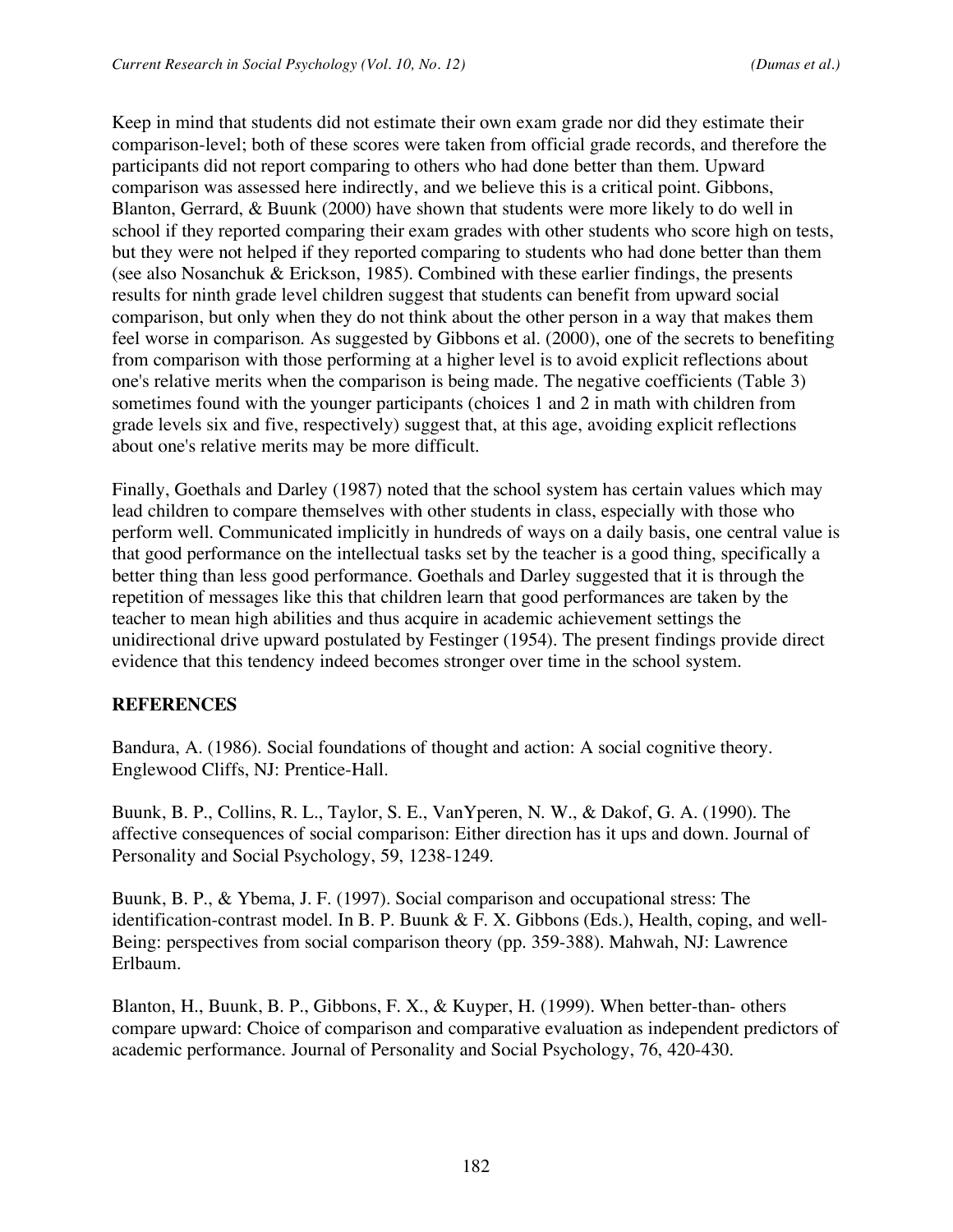Keep in mind that students did not estimate their own exam grade nor did they estimate their comparison-level; both of these scores were taken from official grade records, and therefore the participants did not report comparing to others who had done better than them. Upward comparison was assessed here indirectly, and we believe this is a critical point. Gibbons, Blanton, Gerrard, & Buunk (2000) have shown that students were more likely to do well in school if they reported comparing their exam grades with other students who score high on tests, but they were not helped if they reported comparing to students who had done better than them (see also Nosanchuk & Erickson, 1985). Combined with these earlier findings, the presents results for ninth grade level children suggest that students can benefit from upward social comparison, but only when they do not think about the other person in a way that makes them feel worse in comparison. As suggested by Gibbons et al. (2000), one of the secrets to benefiting from comparison with those performing at a higher level is to avoid explicit reflections about one's relative merits when the comparison is being made. The negative coefficients (Table 3) sometimes found with the younger participants (choices 1 and 2 in math with children from grade levels six and five, respectively) suggest that, at this age, avoiding explicit reflections about one's relative merits may be more difficult.

Finally, Goethals and Darley (1987) noted that the school system has certain values which may lead children to compare themselves with other students in class, especially with those who perform well. Communicated implicitly in hundreds of ways on a daily basis, one central value is that good performance on the intellectual tasks set by the teacher is a good thing, specifically a better thing than less good performance. Goethals and Darley suggested that it is through the repetition of messages like this that children learn that good performances are taken by the teacher to mean high abilities and thus acquire in academic achievement settings the unidirectional drive upward postulated by Festinger (1954). The present findings provide direct evidence that this tendency indeed becomes stronger over time in the school system.

## REFERENCES

Bandura, A. (1986). Social foundations of thought and action: A social cognitive theory. Englewood Cliffs, NJ: Prentice-Hall.

Buunk, B. P., Collins, R. L., Taylor, S. E., VanYperen, N. W., & Dakof, G. A. (1990). The affective consequences of social comparison: Either direction has it ups and down. Journal of Personality and Social Psychology, 59, 1238-1249.

Buunk, B. P., & Ybema, J. F. (1997). Social comparison and occupational stress: The identification-contrast model. In B. P. Buunk & F. X. Gibbons (Eds.), Health, coping, and well-Being: perspectives from social comparison theory (pp. 359-388). Mahwah, NJ: Lawrence Erlbaum.

Blanton, H., Buunk, B. P., Gibbons, F. X., & Kuyper, H. (1999). When better-than- others compare upward: Choice of comparison and comparative evaluation as independent predictors of academic performance. Journal of Personality and Social Psychology, 76, 420-430.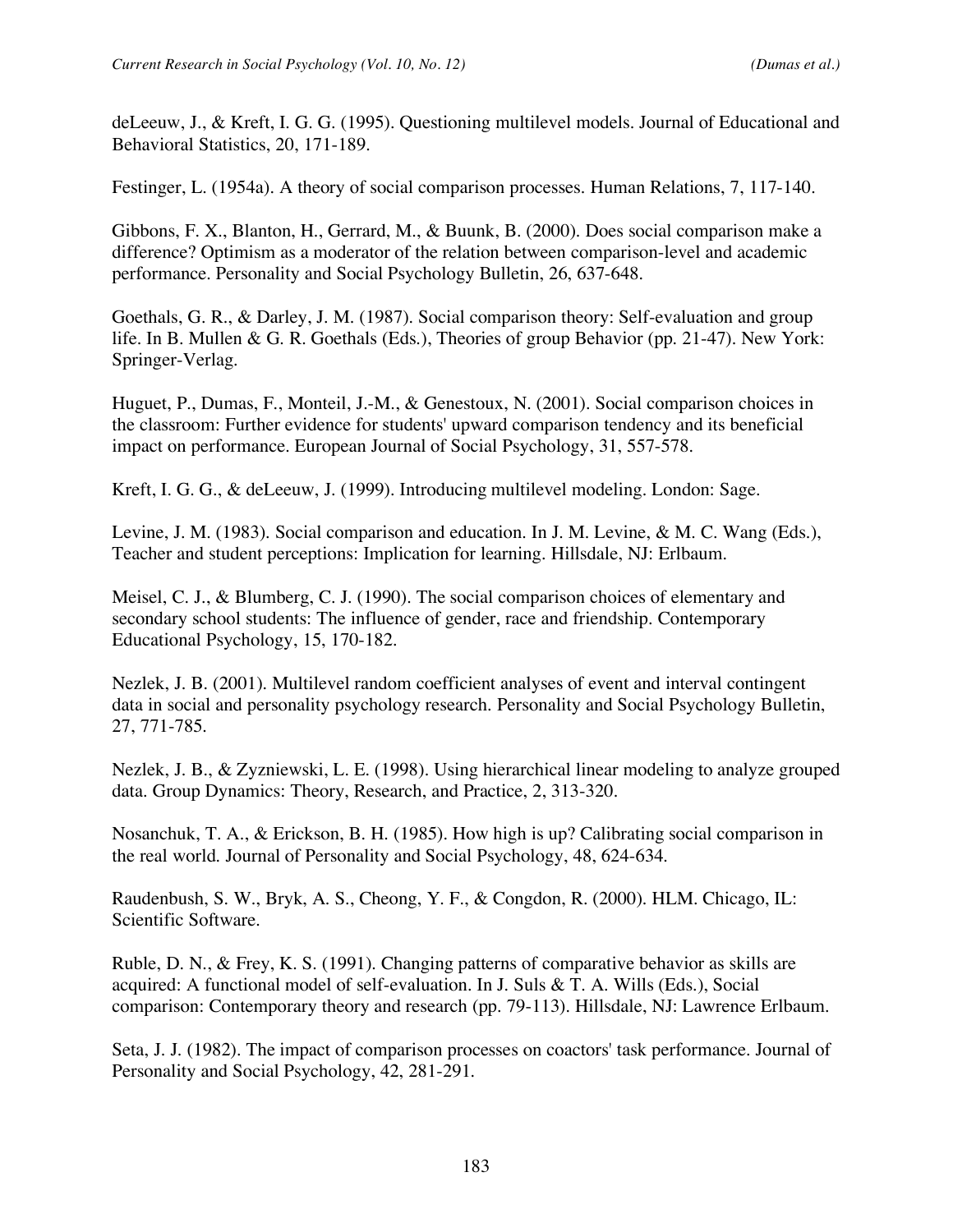deLeeuw, J., & Kreft, I. G. G. (1995). Questioning multilevel models. Journal of Educational and Behavioral Statistics, 20, 171-189.

Festinger, L. (1954a). A theory of social comparison processes. Human Relations, 7, 117-140.

Gibbons, F. X., Blanton, H., Gerrard, M., & Buunk, B. (2000). Does social comparison make a difference? Optimism as a moderator of the relation between comparison-level and academic performance. Personality and Social Psychology Bulletin, 26, 637-648.

Goethals, G. R., & Darley, J. M. (1987). Social comparison theory: Self-evaluation and group life. In B. Mullen & G. R. Goethals (Eds.), Theories of group Behavior (pp. 21-47). New York: Springer-Verlag.

Huguet, P., Dumas, F., Monteil, J.-M., & Genestoux, N. (2001). Social comparison choices in the classroom: Further evidence for students' upward comparison tendency and its beneficial impact on performance. European Journal of Social Psychology, 31, 557-578.

Kreft, I. G. G., & deLeeuw, J. (1999). Introducing multilevel modeling. London: Sage.

Levine, J. M. (1983). Social comparison and education. In J. M. Levine, & M. C. Wang (Eds.), Teacher and student perceptions: Implication for learning. Hillsdale, NJ: Erlbaum.

Meisel, C. J., & Blumberg, C. J. (1990). The social comparison choices of elementary and secondary school students: The influence of gender, race and friendship. Contemporary Educational Psychology, 15, 170-182.

Nezlek, J. B. (2001). Multilevel random coefficient analyses of event and interval contingent data in social and personality psychology research. Personality and Social Psychology Bulletin, 27, 771-785.

Nezlek, J. B., & Zyzniewski, L. E. (1998). Using hierarchical linear modeling to analyze grouped data. Group Dynamics: Theory, Research, and Practice, 2, 313-320.

Nosanchuk, T. A., & Erickson, B. H. (1985). How high is up? Calibrating social comparison in the real world. Journal of Personality and Social Psychology, 48, 624-634.

Raudenbush, S. W., Bryk, A. S., Cheong, Y. F., & Congdon, R. (2000). HLM. Chicago, IL: Scientific Software.

Ruble, D. N., & Frey, K. S. (1991). Changing patterns of comparative behavior as skills are acquired: A functional model of self-evaluation. In J. Suls & T. A. Wills (Eds.), Social comparison: Contemporary theory and research (pp. 79-113). Hillsdale, NJ: Lawrence Erlbaum.

Seta, J. J. (1982). The impact of comparison processes on coactors' task performance. Journal of Personality and Social Psychology, 42, 281-291.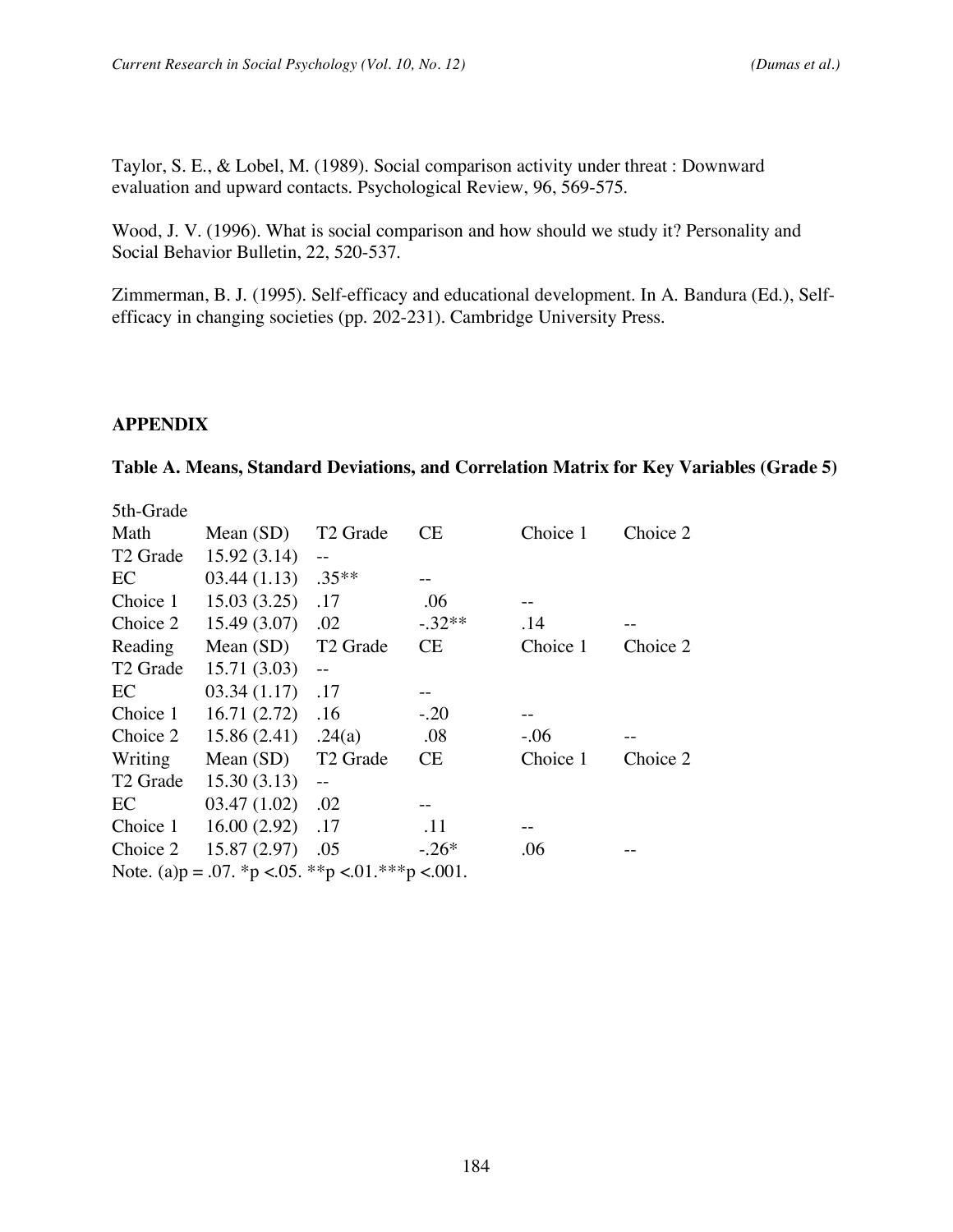Taylor, S. E., & Lobel, M. (1989). Social comparison activity under threat : Downward evaluation and upward contacts. Psychological Review, 96, 569-575.

Wood, J. V. (1996). What is social comparison and how should we study it? Personality and Social Behavior Bulletin, 22, 520-537.

Zimmerman, B. J. (1995). Self-efficacy and educational development. In A. Bandura (Ed.), Self-efficacy in changing societies (pp. 202-231). Cambridge University Press.

## APPENDIX

**Table A. Means, Standard Deviations, and Correlation Matrix for Key Variables (Grade 5)**

| 5th-Grade | | | | | |
|---|---|---|---|---|---|
| Math | Mean (SD) | T2 Grade | CE | Choice 1 | Choice 2 |
| T2 Grade | 15.92 (3.14) | -- | | | |
| EC | 03.44 (1.13) | .35** | -- | | |
| Choice 1 | 15.03 (3.25) | .17 | .06 | -- | |
| Choice 2 | 15.49 (3.07) | .02 | -.32** | .14 | -- |
| Reading | Mean (SD) | T2 Grade | CE | Choice 1 | Choice 2 |
| T2 Grade | 15.71 (3.03) | -- | | | |
| EC | 03.34 (1.17) | .17 | -- | | |
| Choice 1 | 16.71 (2.72) | .16 | -.20 | -- | |
| Choice 2 | 15.86 (2.41) | .24(a) | .08 | -.06 | -- |
| Writing | Mean (SD) | T2 Grade | CE | Choice 1 | Choice 2 |
| T2 Grade | 15.30 (3.13) | -- | | | |
| EC | 03.47 (1.02) | .02 | -- | | |
| Choice 1 | 16.00 (2.92) | .17 | .11 | -- | |
| Choice 2 | 15.87 (2.97) | .05 | -.26* | .06 | -- |

Note. (a)p = .07. *p <.05. **p <.01.***p <.001.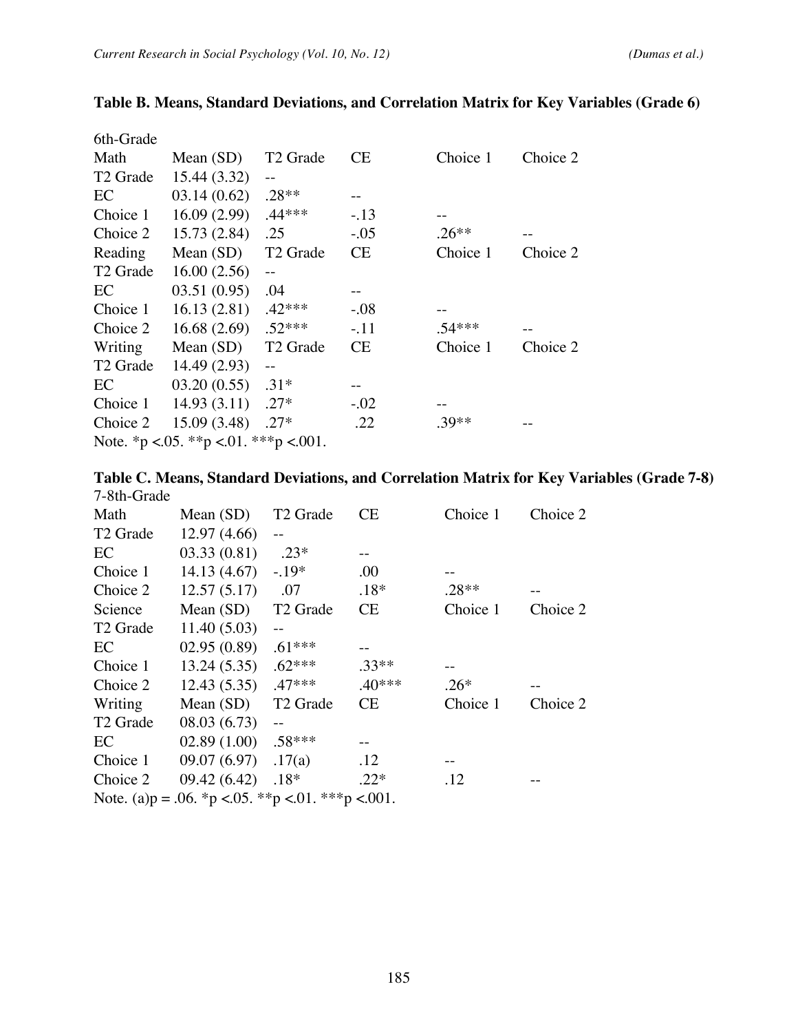**Table B. Means, Standard Deviations, and Correlation Matrix for Key Variables (Grade 6)**

| 6th-Grade | | | | | |
|---|---|---|---|---|---|
| Math | Mean (SD) | T2 Grade | CE | Choice 1 | Choice 2 |
| T2 Grade | 15.44 (3.32) | -- | | | |
| EC | 03.14 (0.62) | .28** | -- | | |
| Choice 1 | 16.09 (2.99) | .44*** | -.13 | -- | |
| Choice 2 | 15.73 (2.84) | .25 | -.05 | .26** | -- |
| Reading | Mean (SD) | T2 Grade | CE | Choice 1 | Choice 2 |
| T2 Grade | 16.00 (2.56) | -- | | | |
| EC | 03.51 (0.95) | .04 | -- | | |
| Choice 1 | 16.13 (2.81) | .42*** | -.08 | -- | |
| Choice 2 | 16.68 (2.69) | .52*** | -.11 | .54*** | -- |
| Writing | Mean (SD) | T2 Grade | CE | Choice 1 | Choice 2 |
| T2 Grade | 14.49 (2.93) | -- | | | |
| EC | 03.20 (0.55) | .31* | -- | | |
| Choice 1 | 14.93 (3.11) | .27* | -.02 | -- | |
| Choice 2 | 15.09 (3.48) | .27* | .22 | .39** | -- |

Note. *p <.05. **p <.01. ***p <.001.

**Table C. Means, Standard Deviations, and Correlation Matrix for Key Variables (Grade 7-8)**

| 7-8th-Grade | | | | | |
|---|---|---|---|---|---|
| Math | Mean (SD) | T2 Grade | CE | Choice 1 | Choice 2 |
| T2 Grade | 12.97 (4.66) | -- | | | |
| EC | 03.33 (0.81) | .23* | -- | | |
| Choice 1 | 14.13 (4.67) | -.19* | .00 | -- | |
| Choice 2 | 12.57 (5.17) | .07 | .18* | .28** | -- |
| Science | Mean (SD) | T2 Grade | CE | Choice 1 | Choice 2 |
| T2 Grade | 11.40 (5.03) | -- | | | |
| EC | 02.95 (0.89) | .61*** | -- | | |
| Choice 1 | 13.24 (5.35) | .62*** | .33** | -- | |
| Choice 2 | 12.43 (5.35) | .47*** | .40*** | .26* | -- |
| Writing | Mean (SD) | T2 Grade | CE | Choice 1 | Choice 2 |
| T2 Grade | 08.03 (6.73) | -- | | | |
| EC | 02.89 (1.00) | .58*** | -- | | |
| Choice 1 | 09.07 (6.97) | .17(a) | .12 | -- | |
| Choice 2 | 09.42 (6.42) | .18* | .22* | .12 | -- |

Note. (a)p = .06. *p <.05. **p <.01. ***p <.001.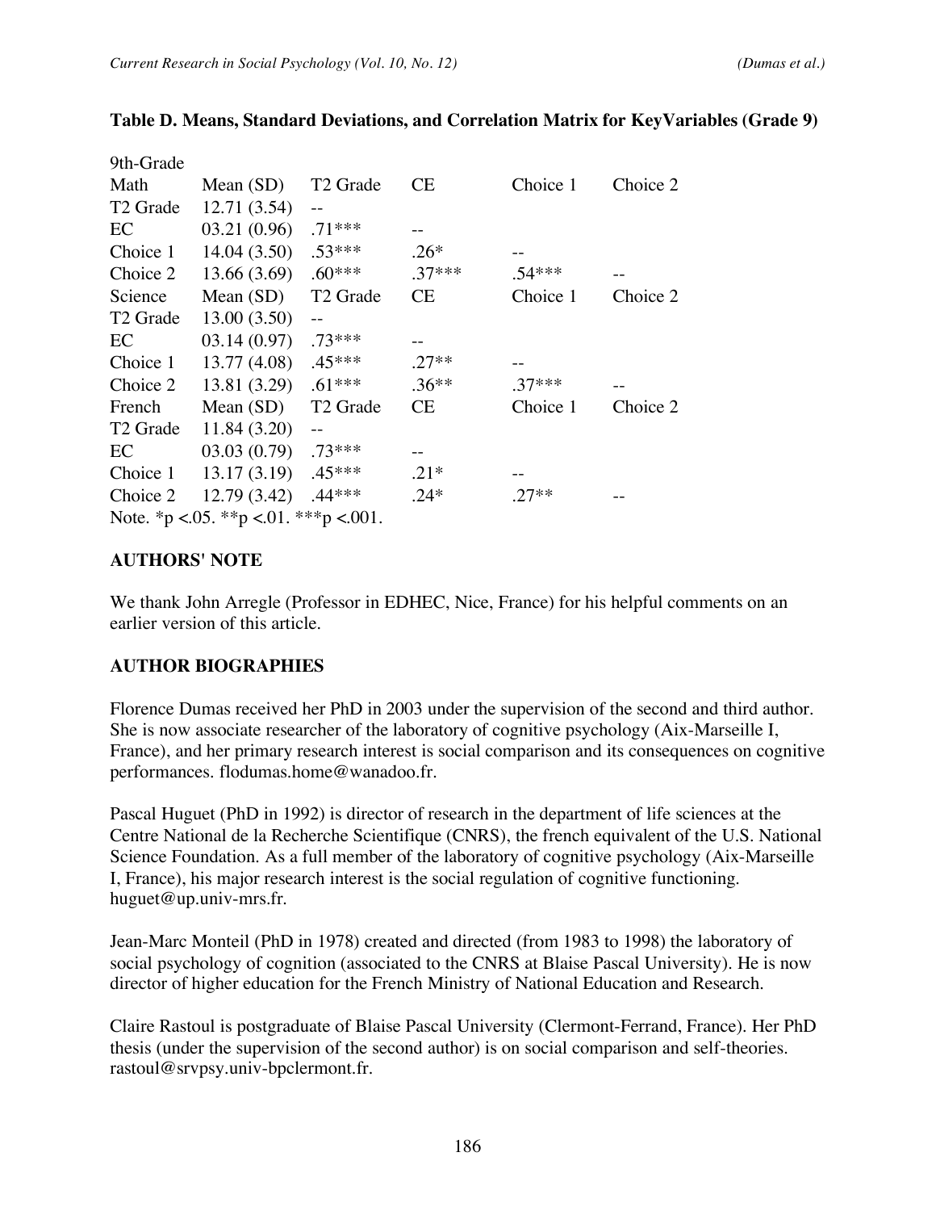**Table D. Means, Standard Deviations, and Correlation Matrix for KeyVariables (Grade 9)**

| 9th-Grade Math | Mean (SD) | T2 Grade | CE | Choice 1 | Choice 2 |
|---|---|---|---|---|---|
| T2 Grade | 12.71 (3.54) | -- | | | |
| EC | 03.21 (0.96) | .71*** | -- | | |
| Choice 1 | 14.04 (3.50) | .53*** | .26* | -- | |
| Choice 2 | 13.66 (3.69) | .60*** | .37*** | .54*** | -- |
| **Science** | **Mean (SD)** | **T2 Grade** | **CE** | **Choice 1** | **Choice 2** |
| T2 Grade | 13.00 (3.50) | -- | | | |
| EC | 03.14 (0.97) | .73*** | -- | | |
| Choice 1 | 13.77 (4.08) | .45*** | .27** | -- | |
| Choice 2 | 13.81 (3.29) | .61*** | .36** | .37*** | -- |
| **French** | **Mean (SD)** | **T2 Grade** | **CE** | **Choice 1** | **Choice 2** |
| T2 Grade | 11.84 (3.20) | -- | | | |
| EC | 03.03 (0.79) | .73*** | -- | | |
| Choice 1 | 13.17 (3.19) | .45*** | .21* | -- | |
| Choice 2 | 12.79 (3.42) | .44*** | .24* | .27** | -- |

Note. *p <.05. **p <.01. ***p <.001.

## AUTHORS' NOTE

We thank John Arregle (Professor in EDHEC, Nice, France) for his helpful comments on an earlier version of this article.

## AUTHOR BIOGRAPHIES

Florence Dumas received her PhD in 2003 under the supervision of the second and third author. She is now associate researcher of the laboratory of cognitive psychology (Aix-Marseille I, France), and her primary research interest is social comparison and its consequences on cognitive performances. flodumas.home@wanadoo.fr.

Pascal Huguet (PhD in 1992) is director of research in the department of life sciences at the Centre National de la Recherche Scientifique (CNRS), the french equivalent of the U.S. National Science Foundation. As a full member of the laboratory of cognitive psychology (Aix-Marseille I, France), his major research interest is the social regulation of cognitive functioning. huguet@up.univ-mrs.fr.

Jean-Marc Monteil (PhD in 1978) created and directed (from 1983 to 1998) the laboratory of social psychology of cognition (associated to the CNRS at Blaise Pascal University). He is now director of higher education for the French Ministry of National Education and Research.

Claire Rastoul is postgraduate of Blaise Pascal University (Clermont-Ferrand, France). Her PhD thesis (under the supervision of the second author) is on social comparison and self-theories. rastoul@srvpsy.univ-bpclermont.fr.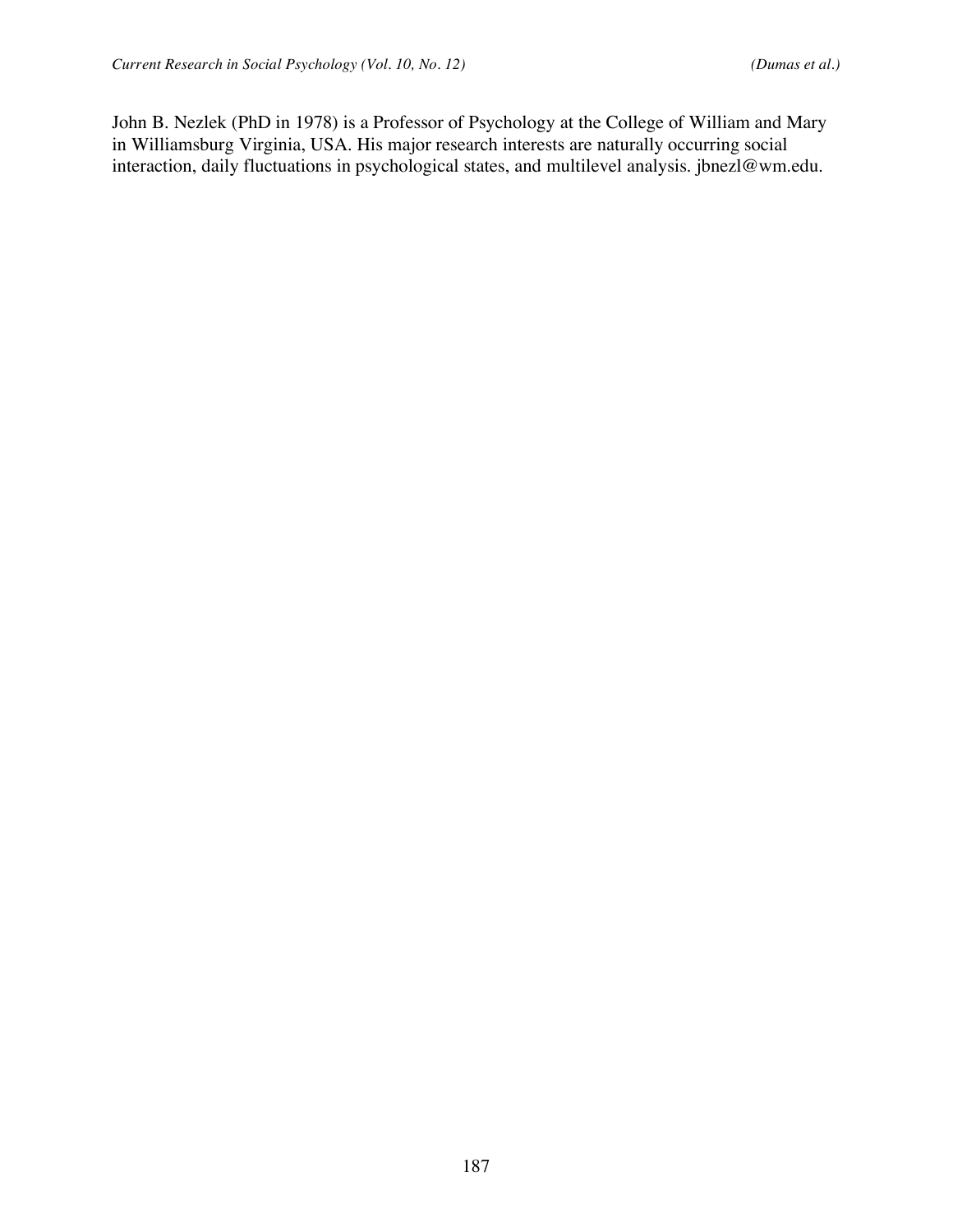John B. Nezlek (PhD in 1978) is a Professor of Psychology at the College of William and Mary in Williamsburg Virginia, USA. His major research interests are naturally occurring social interaction, daily fluctuations in psychological states, and multilevel analysis. jbnezl@wm.edu.